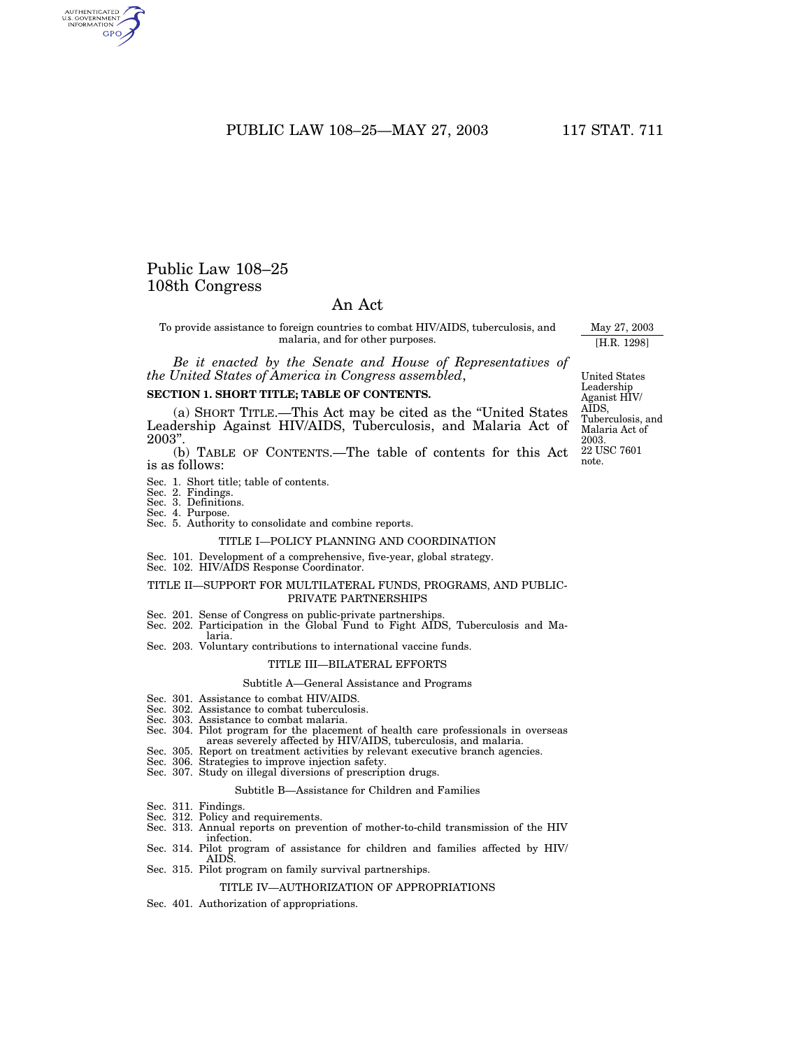# Public Law 108–25
# 108th Congress

## An Act

To provide assistance to foreign countries to combat HIV/AIDS, tuberculosis, and malaria, and for other purposes.

May 27, 2003
[H.R. 1298]

*Be it enacted by the Senate and House of Representatives of the United States of America in Congress assembled*,

United States Leadership Aganist HIV/AIDS, Tuberculosis, and Malaria Act of 2003.
22 USC 7601 note.

### SECTION 1. SHORT TITLE; TABLE OF CONTENTS.

(a) SHORT TITLE.—This Act may be cited as the "United States Leadership Against HIV/AIDS, Tuberculosis, and Malaria Act of 2003".

(b) TABLE OF CONTENTS.—The table of contents for this Act is as follows:

Sec. 1. Short title; table of contents.
Sec. 2. Findings.
Sec. 3. Definitions.
Sec. 4. Purpose.
Sec. 5. Authority to consolidate and combine reports.

TITLE I—POLICY PLANNING AND COORDINATION

Sec. 101. Development of a comprehensive, five-year, global strategy.
Sec. 102. HIV/AIDS Response Coordinator.

TITLE II—SUPPORT FOR MULTILATERAL FUNDS, PROGRAMS, AND PUBLIC-PRIVATE PARTNERSHIPS

Sec. 201. Sense of Congress on public-private partnerships.
Sec. 202. Participation in the Global Fund to Fight AIDS, Tuberculosis and Malaria.
Sec. 203. Voluntary contributions to international vaccine funds.

TITLE III—BILATERAL EFFORTS

Subtitle A—General Assistance and Programs

Sec. 301. Assistance to combat HIV/AIDS.
Sec. 302. Assistance to combat tuberculosis.
Sec. 303. Assistance to combat malaria.
Sec. 304. Pilot program for the placement of health care professionals in overseas areas severely affected by HIV/AIDS, tuberculosis, and malaria.
Sec. 305. Report on treatment activities by relevant executive branch agencies.
Sec. 306. Strategies to improve injection safety.
Sec. 307. Study on illegal diversions of prescription drugs.

Subtitle B—Assistance for Children and Families

Sec. 311. Findings.
Sec. 312. Policy and requirements.
Sec. 313. Annual reports on prevention of mother-to-child transmission of the HIV infection.
Sec. 314. Pilot program of assistance for children and families affected by HIV/AIDS.
Sec. 315. Pilot program on family survival partnerships.

TITLE IV—AUTHORIZATION OF APPROPRIATIONS

Sec. 401. Authorization of appropriations.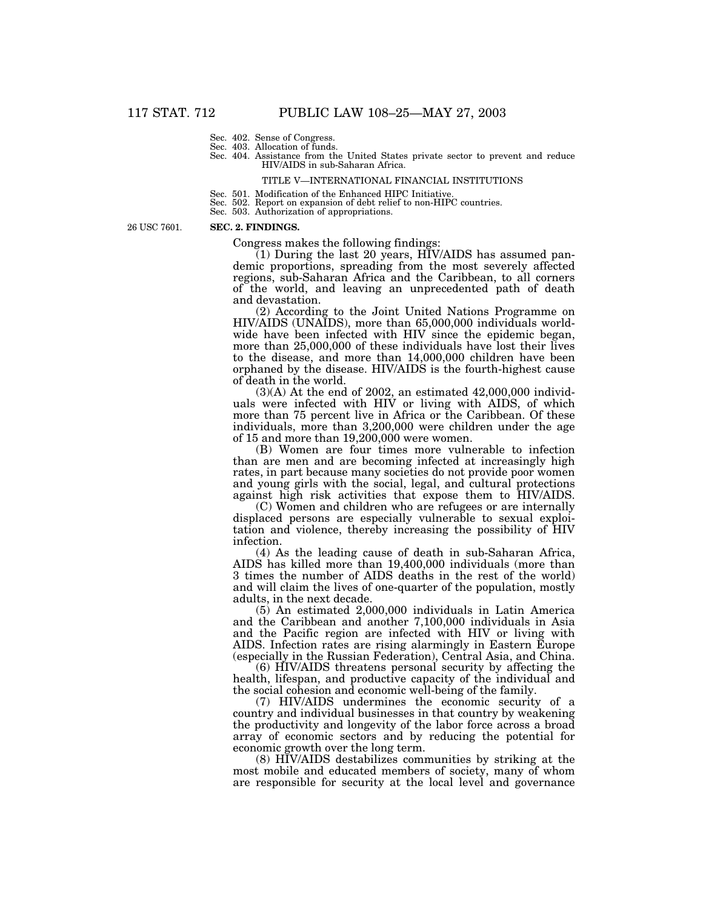Sec. 402. Sense of Congress.
Sec. 403. Allocation of funds.
Sec. 404. Assistance from the United States private sector to prevent and reduce HIV/AIDS in sub-Saharan Africa.

TITLE V—INTERNATIONAL FINANCIAL INSTITUTIONS

Sec. 501. Modification of the Enhanced HIPC Initiative.
Sec. 502. Report on expansion of debt relief to non-HIPC countries.
Sec. 503. Authorization of appropriations.

26 USC 7601.

**SEC. 2. FINDINGS.**

Congress makes the following findings:

(1) During the last 20 years, HIV/AIDS has assumed pandemic proportions, spreading from the most severely affected regions, sub-Saharan Africa and the Caribbean, to all corners of the world, and leaving an unprecedented path of death and devastation.

(2) According to the Joint United Nations Programme on HIV/AIDS (UNAIDS), more than 65,000,000 individuals worldwide have been infected with HIV since the epidemic began, more than 25,000,000 of these individuals have lost their lives to the disease, and more than 14,000,000 children have been orphaned by the disease. HIV/AIDS is the fourth-highest cause of death in the world.

(3)(A) At the end of 2002, an estimated 42,000,000 individuals were infected with HIV or living with AIDS, of which more than 75 percent live in Africa or the Caribbean. Of these individuals, more than 3,200,000 were children under the age of 15 and more than 19,200,000 were women.

(B) Women are four times more vulnerable to infection than are men and are becoming infected at increasingly high rates, in part because many societies do not provide poor women and young girls with the social, legal, and cultural protections against high risk activities that expose them to HIV/AIDS.

(C) Women and children who are refugees or are internally displaced persons are especially vulnerable to sexual exploitation and violence, thereby increasing the possibility of HIV infection.

(4) As the leading cause of death in sub-Saharan Africa, AIDS has killed more than 19,400,000 individuals (more than 3 times the number of AIDS deaths in the rest of the world) and will claim the lives of one-quarter of the population, mostly adults, in the next decade.

(5) An estimated 2,000,000 individuals in Latin America and the Caribbean and another 7,100,000 individuals in Asia and the Pacific region are infected with HIV or living with AIDS. Infection rates are rising alarmingly in Eastern Europe (especially in the Russian Federation), Central Asia, and China.

(6) HIV/AIDS threatens personal security by affecting the health, lifespan, and productive capacity of the individual and the social cohesion and economic well-being of the family.

(7) HIV/AIDS undermines the economic security of a country and individual businesses in that country by weakening the productivity and longevity of the labor force across a broad array of economic sectors and by reducing the potential for economic growth over the long term.

(8) HIV/AIDS destabilizes communities by striking at the most mobile and educated members of society, many of whom are responsible for security at the local level and governance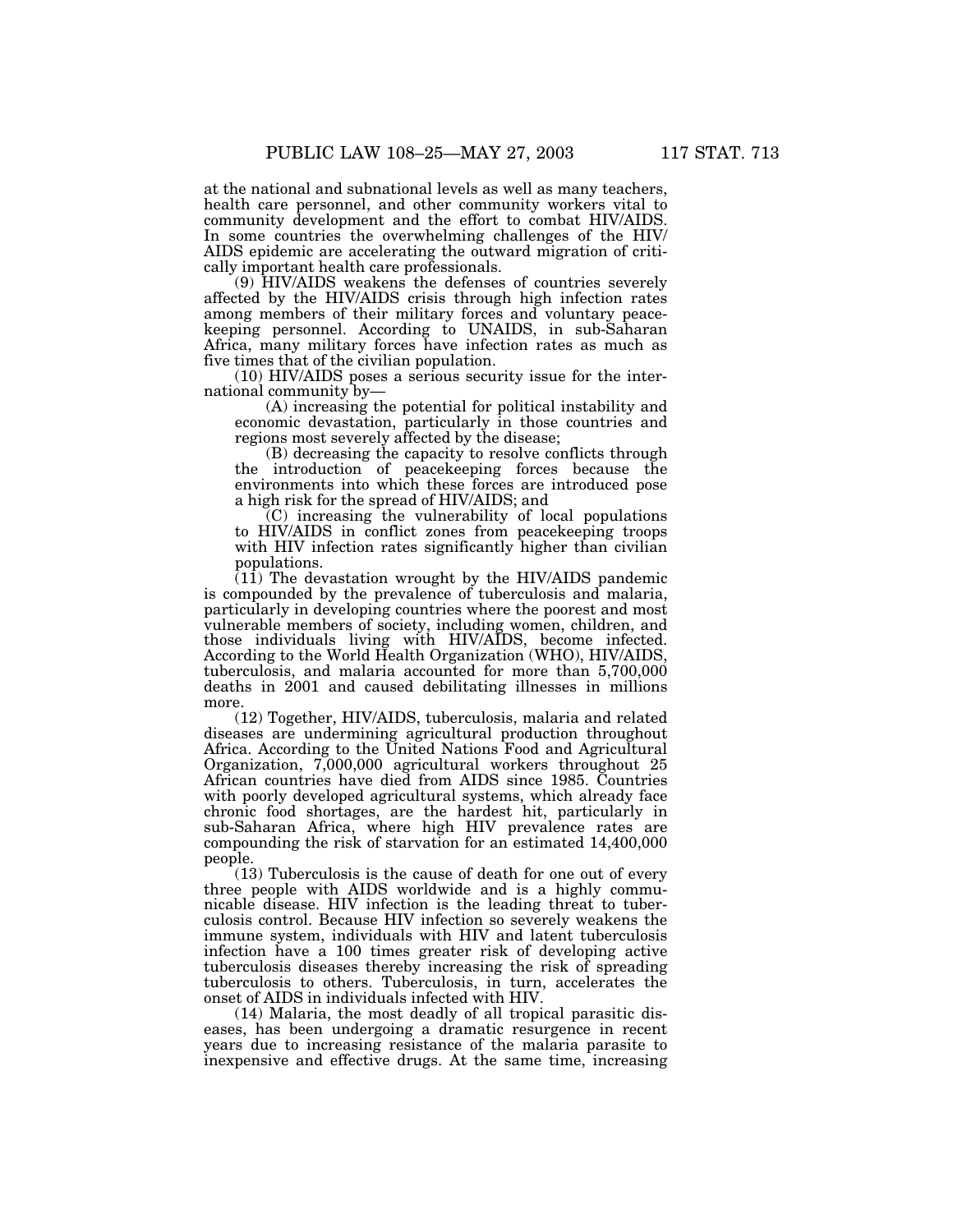at the national and subnational levels as well as many teachers, health care personnel, and other community workers vital to community development and the effort to combat HIV/AIDS. In some countries the overwhelming challenges of the HIV/AIDS epidemic are accelerating the outward migration of critically important health care professionals.

(9) HIV/AIDS weakens the defenses of countries severely affected by the HIV/AIDS crisis through high infection rates among members of their military forces and voluntary peacekeeping personnel. According to UNAIDS, in sub-Saharan Africa, many military forces have infection rates as much as five times that of the civilian population.

(10) HIV/AIDS poses a serious security issue for the international community by—

(A) increasing the potential for political instability and economic devastation, particularly in those countries and regions most severely affected by the disease;

(B) decreasing the capacity to resolve conflicts through the introduction of peacekeeping forces because the environments into which these forces are introduced pose a high risk for the spread of HIV/AIDS; and

(C) increasing the vulnerability of local populations to HIV/AIDS in conflict zones from peacekeeping troops with HIV infection rates significantly higher than civilian populations.

(11) The devastation wrought by the HIV/AIDS pandemic is compounded by the prevalence of tuberculosis and malaria, particularly in developing countries where the poorest and most vulnerable members of society, including women, children, and those individuals living with HIV/AIDS, become infected. According to the World Health Organization (WHO), HIV/AIDS, tuberculosis, and malaria accounted for more than 5,700,000 deaths in 2001 and caused debilitating illnesses in millions more.

(12) Together, HIV/AIDS, tuberculosis, malaria and related diseases are undermining agricultural production throughout Africa. According to the United Nations Food and Agricultural Organization, 7,000,000 agricultural workers throughout 25 African countries have died from AIDS since 1985. Countries with poorly developed agricultural systems, which already face chronic food shortages, are the hardest hit, particularly in sub-Saharan Africa, where high HIV prevalence rates are compounding the risk of starvation for an estimated 14,400,000 people.

(13) Tuberculosis is the cause of death for one out of every three people with AIDS worldwide and is a highly communicable disease. HIV infection is the leading threat to tuberculosis control. Because HIV infection so severely weakens the immune system, individuals with HIV and latent tuberculosis infection have a 100 times greater risk of developing active tuberculosis diseases thereby increasing the risk of spreading tuberculosis to others. Tuberculosis, in turn, accelerates the onset of AIDS in individuals infected with HIV.

(14) Malaria, the most deadly of all tropical parasitic diseases, has been undergoing a dramatic resurgence in recent years due to increasing resistance of the malaria parasite to inexpensive and effective drugs. At the same time, increasing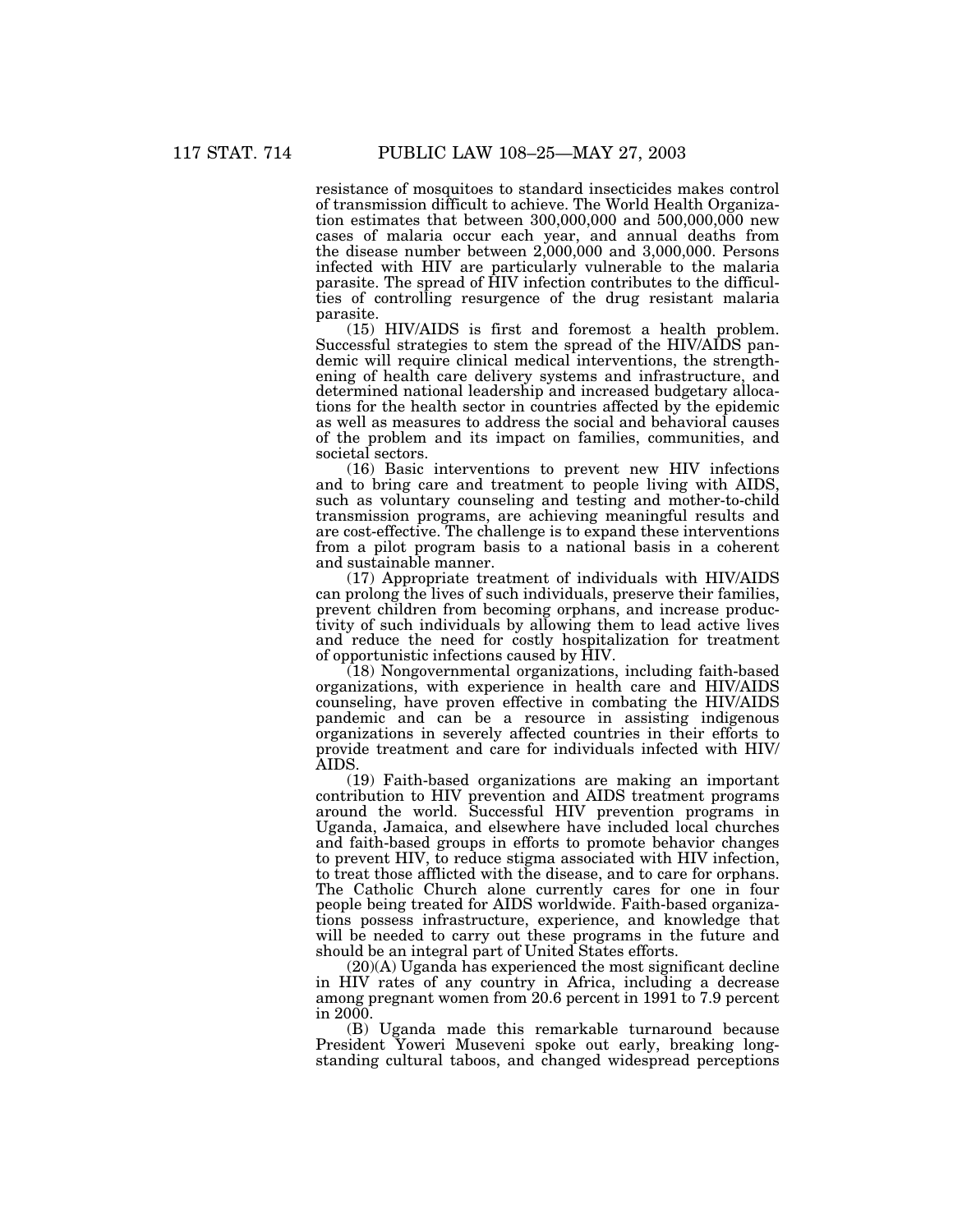resistance of mosquitoes to standard insecticides makes control of transmission difficult to achieve. The World Health Organization estimates that between 300,000,000 and 500,000,000 new cases of malaria occur each year, and annual deaths from the disease number between 2,000,000 and 3,000,000. Persons infected with HIV are particularly vulnerable to the malaria parasite. The spread of HIV infection contributes to the difficulties of controlling resurgence of the drug resistant malaria parasite.

(15) HIV/AIDS is first and foremost a health problem. Successful strategies to stem the spread of the HIV/AIDS pandemic will require clinical medical interventions, the strengthening of health care delivery systems and infrastructure, and determined national leadership and increased budgetary allocations for the health sector in countries affected by the epidemic as well as measures to address the social and behavioral causes of the problem and its impact on families, communities, and societal sectors.

(16) Basic interventions to prevent new HIV infections and to bring care and treatment to people living with AIDS, such as voluntary counseling and testing and mother-to-child transmission programs, are achieving meaningful results and are cost-effective. The challenge is to expand these interventions from a pilot program basis to a national basis in a coherent and sustainable manner.

(17) Appropriate treatment of individuals with HIV/AIDS can prolong the lives of such individuals, preserve their families, prevent children from becoming orphans, and increase productivity of such individuals by allowing them to lead active lives and reduce the need for costly hospitalization for treatment of opportunistic infections caused by HIV.

(18) Nongovernmental organizations, including faith-based organizations, with experience in health care and HIV/AIDS counseling, have proven effective in combating the HIV/AIDS pandemic and can be a resource in assisting indigenous organizations in severely affected countries in their efforts to provide treatment and care for individuals infected with HIV/AIDS.

(19) Faith-based organizations are making an important contribution to HIV prevention and AIDS treatment programs around the world. Successful HIV prevention programs in Uganda, Jamaica, and elsewhere have included local churches and faith-based groups in efforts to promote behavior changes to prevent HIV, to reduce stigma associated with HIV infection, to treat those afflicted with the disease, and to care for orphans. The Catholic Church alone currently cares for one in four people being treated for AIDS worldwide. Faith-based organizations possess infrastructure, experience, and knowledge that will be needed to carry out these programs in the future and should be an integral part of United States efforts.

(20)(A) Uganda has experienced the most significant decline in HIV rates of any country in Africa, including a decrease among pregnant women from 20.6 percent in 1991 to 7.9 percent in 2000.

(B) Uganda made this remarkable turnaround because President Yoweri Museveni spoke out early, breaking long-standing cultural taboos, and changed widespread perceptions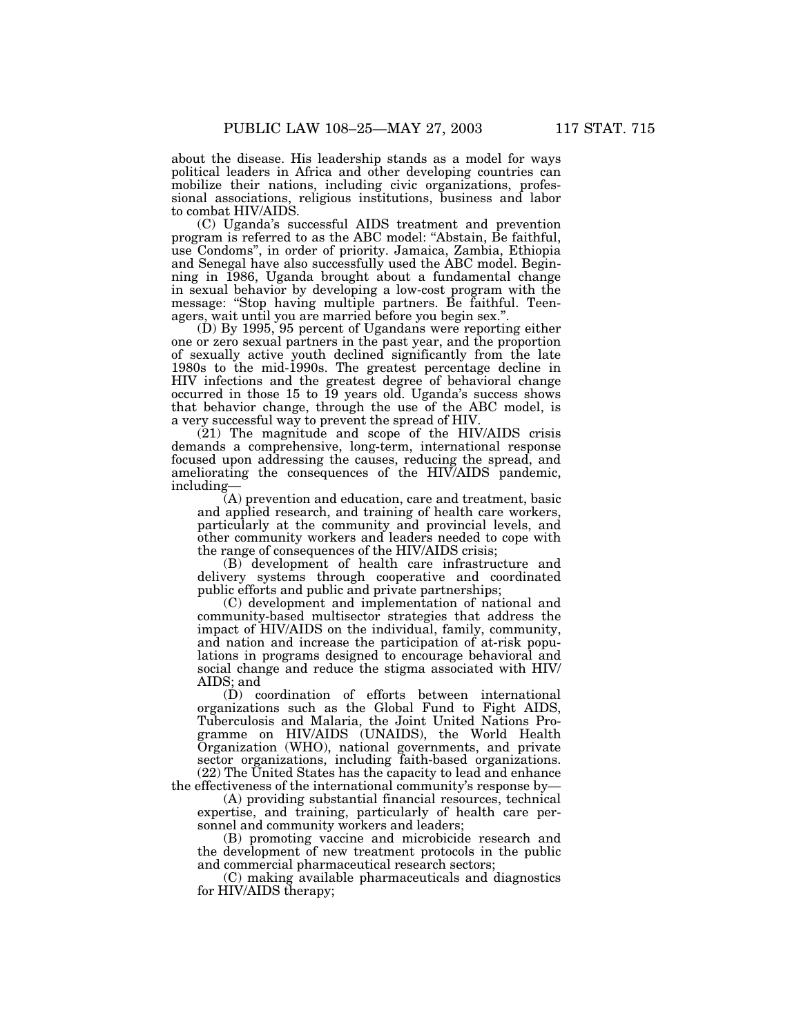about the disease. His leadership stands as a model for ways political leaders in Africa and other developing countries can mobilize their nations, including civic organizations, professional associations, religious institutions, business and labor to combat HIV/AIDS.

(C) Uganda's successful AIDS treatment and prevention program is referred to as the ABC model: "Abstain, Be faithful, use Condoms", in order of priority. Jamaica, Zambia, Ethiopia and Senegal have also successfully used the ABC model. Beginning in 1986, Uganda brought about a fundamental change in sexual behavior by developing a low-cost program with the message: "Stop having multiple partners. Be faithful. Teenagers, wait until you are married before you begin sex.".

(D) By 1995, 95 percent of Ugandans were reporting either one or zero sexual partners in the past year, and the proportion of sexually active youth declined significantly from the late 1980s to the mid-1990s. The greatest percentage decline in HIV infections and the greatest degree of behavioral change occurred in those 15 to 19 years old. Uganda's success shows that behavior change, through the use of the ABC model, is a very successful way to prevent the spread of HIV.

(21) The magnitude and scope of the HIV/AIDS crisis demands a comprehensive, long-term, international response focused upon addressing the causes, reducing the spread, and ameliorating the consequences of the HIV/AIDS pandemic, including—

(A) prevention and education, care and treatment, basic and applied research, and training of health care workers, particularly at the community and provincial levels, and other community workers and leaders needed to cope with the range of consequences of the HIV/AIDS crisis;

(B) development of health care infrastructure and delivery systems through cooperative and coordinated public efforts and public and private partnerships;

(C) development and implementation of national and community-based multisector strategies that address the impact of HIV/AIDS on the individual, family, community, and nation and increase the participation of at-risk populations in programs designed to encourage behavioral and social change and reduce the stigma associated with HIV/AIDS; and

(D) coordination of efforts between international organizations such as the Global Fund to Fight AIDS, Tuberculosis and Malaria, the Joint United Nations Programme on HIV/AIDS (UNAIDS), the World Health Organization (WHO), national governments, and private sector organizations, including faith-based organizations.

(22) The United States has the capacity to lead and enhance the effectiveness of the international community's response by—

(A) providing substantial financial resources, technical expertise, and training, particularly of health care personnel and community workers and leaders;

(B) promoting vaccine and microbicide research and the development of new treatment protocols in the public and commercial pharmaceutical research sectors;

(C) making available pharmaceuticals and diagnostics for HIV/AIDS therapy;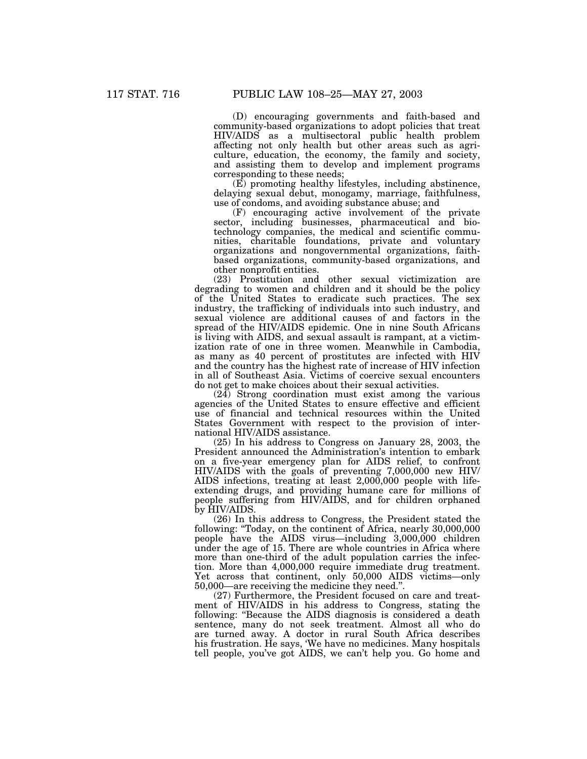(D) encouraging governments and faith-based and community-based organizations to adopt policies that treat HIV/AIDS as a multisectoral public health problem affecting not only health but other areas such as agriculture, education, the economy, the family and society, and assisting them to develop and implement programs corresponding to these needs;

(E) promoting healthy lifestyles, including abstinence, delaying sexual debut, monogamy, marriage, faithfulness, use of condoms, and avoiding substance abuse; and

(F) encouraging active involvement of the private sector, including businesses, pharmaceutical and biotechnology companies, the medical and scientific communities, charitable foundations, private and voluntary organizations and nongovernmental organizations, faith-based organizations, community-based organizations, and other nonprofit entities.

(23) Prostitution and other sexual victimization are degrading to women and children and it should be the policy of the United States to eradicate such practices. The sex industry, the trafficking of individuals into such industry, and sexual violence are additional causes of and factors in the spread of the HIV/AIDS epidemic. One in nine South Africans is living with AIDS, and sexual assault is rampant, at a victimization rate of one in three women. Meanwhile in Cambodia, as many as 40 percent of prostitutes are infected with HIV and the country has the highest rate of increase of HIV infection in all of Southeast Asia. Victims of coercive sexual encounters do not get to make choices about their sexual activities.

(24) Strong coordination must exist among the various agencies of the United States to ensure effective and efficient use of financial and technical resources within the United States Government with respect to the provision of international HIV/AIDS assistance.

(25) In his address to Congress on January 28, 2003, the President announced the Administration's intention to embark on a five-year emergency plan for AIDS relief, to confront HIV/AIDS with the goals of preventing 7,000,000 new HIV/AIDS infections, treating at least 2,000,000 people with life-extending drugs, and providing humane care for millions of people suffering from HIV/AIDS, and for children orphaned by HIV/AIDS.

(26) In this address to Congress, the President stated the following: "Today, on the continent of Africa, nearly 30,000,000 people have the AIDS virus—including 3,000,000 children under the age of 15. There are whole countries in Africa where more than one-third of the adult population carries the infection. More than 4,000,000 require immediate drug treatment. Yet across that continent, only 50,000 AIDS victims—only 50,000—are receiving the medicine they need.".

(27) Furthermore, the President focused on care and treatment of HIV/AIDS in his address to Congress, stating the following: "Because the AIDS diagnosis is considered a death sentence, many do not seek treatment. Almost all who do are turned away. A doctor in rural South Africa describes his frustration. He says, 'We have no medicines. Many hospitals tell people, you've got AIDS, we can't help you. Go home and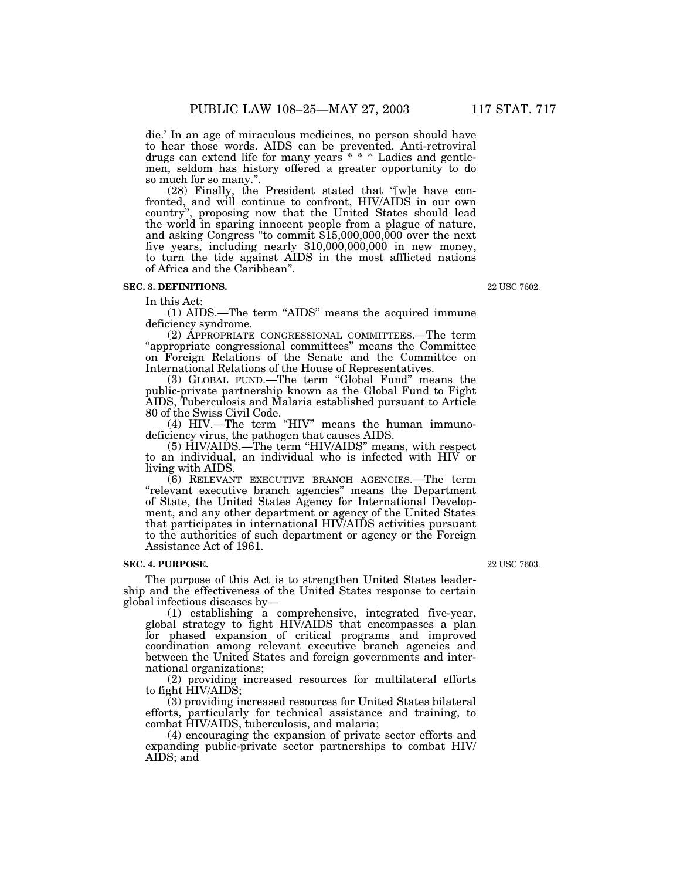die.' In an age of miraculous medicines, no person should have to hear those words. AIDS can be prevented. Anti-retroviral drugs can extend life for many years * * * Ladies and gentlemen, seldom has history offered a greater opportunity to do so much for so many.".

(28) Finally, the President stated that "[w]e have confronted, and will continue to confront, HIV/AIDS in our own country", proposing now that the United States should lead the world in sparing innocent people from a plague of nature, and asking Congress "to commit $15,000,000,000 over the next five years, including nearly $10,000,000,000 in new money, to turn the tide against AIDS in the most afflicted nations of Africa and the Caribbean".

**SEC. 3. DEFINITIONS.**

22 USC 7602.

In this Act:

(1) AIDS.—The term "AIDS" means the acquired immune deficiency syndrome.

(2) APPROPRIATE CONGRESSIONAL COMMITTEES.—The term "appropriate congressional committees" means the Committee on Foreign Relations of the Senate and the Committee on International Relations of the House of Representatives.

(3) GLOBAL FUND.—The term "Global Fund" means the public-private partnership known as the Global Fund to Fight AIDS, Tuberculosis and Malaria established pursuant to Article 80 of the Swiss Civil Code.

(4) HIV.—The term "HIV" means the human immunodeficiency virus, the pathogen that causes AIDS.

(5) HIV/AIDS.—The term "HIV/AIDS" means, with respect to an individual, an individual who is infected with HIV or living with AIDS.

(6) RELEVANT EXECUTIVE BRANCH AGENCIES.—The term "relevant executive branch agencies" means the Department of State, the United States Agency for International Development, and any other department or agency of the United States that participates in international HIV/AIDS activities pursuant to the authorities of such department or agency or the Foreign Assistance Act of 1961.

**SEC. 4. PURPOSE.**

22 USC 7603.

The purpose of this Act is to strengthen United States leadership and the effectiveness of the United States response to certain global infectious diseases by—

(1) establishing a comprehensive, integrated five-year, global strategy to fight HIV/AIDS that encompasses a plan for phased expansion of critical programs and improved coordination among relevant executive branch agencies and between the United States and foreign governments and international organizations;

(2) providing increased resources for multilateral efforts to fight HIV/AIDS;

(3) providing increased resources for United States bilateral efforts, particularly for technical assistance and training, to combat HIV/AIDS, tuberculosis, and malaria;

(4) encouraging the expansion of private sector efforts and expanding public-private sector partnerships to combat HIV/AIDS; and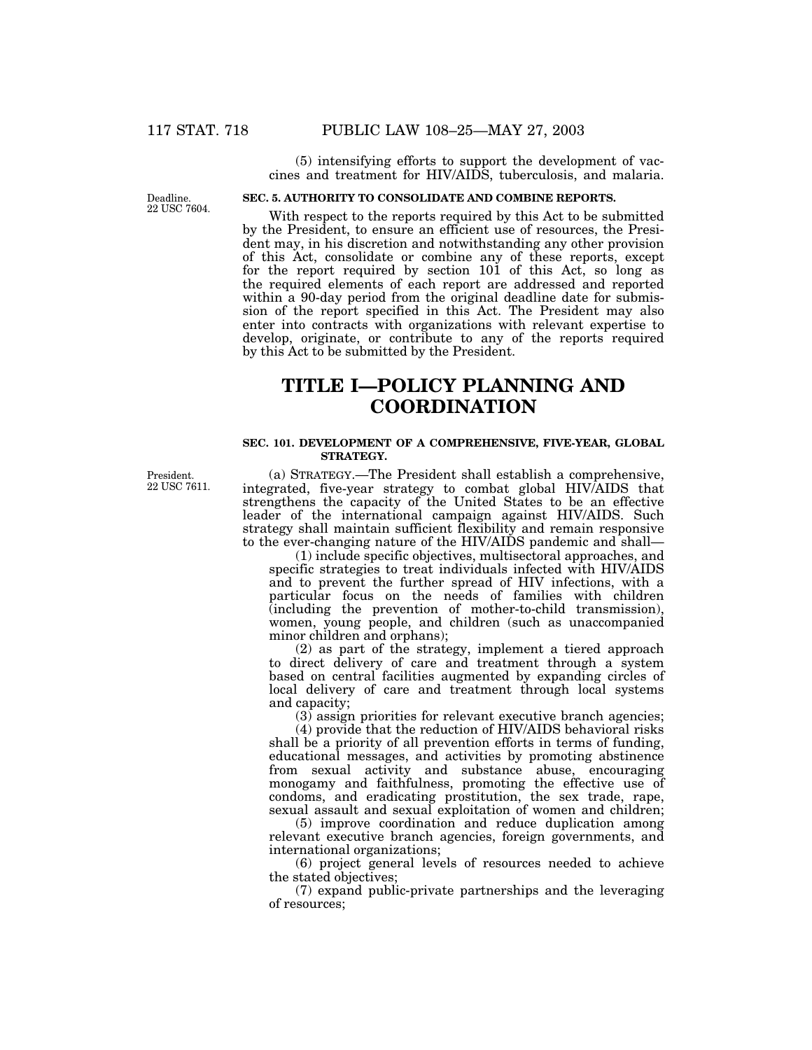(5) intensifying efforts to support the development of vaccines and treatment for HIV/AIDS, tuberculosis, and malaria.

Deadline.
22 USC 7604.

**SEC. 5. AUTHORITY TO CONSOLIDATE AND COMBINE REPORTS.**

With respect to the reports required by this Act to be submitted by the President, to ensure an efficient use of resources, the President may, in his discretion and notwithstanding any other provision of this Act, consolidate or combine any of these reports, except for the report required by section 101 of this Act, so long as the required elements of each report are addressed and reported within a 90-day period from the original deadline date for submission of the report specified in this Act. The President may also enter into contracts with organizations with relevant expertise to develop, originate, or contribute to any of the reports required by this Act to be submitted by the President.

# TITLE I—POLICY PLANNING AND COORDINATION

**SEC. 101. DEVELOPMENT OF A COMPREHENSIVE, FIVE-YEAR, GLOBAL STRATEGY.**

President.
22 USC 7611.

(a) STRATEGY.—The President shall establish a comprehensive, integrated, five-year strategy to combat global HIV/AIDS that strengthens the capacity of the United States to be an effective leader of the international campaign against HIV/AIDS. Such strategy shall maintain sufficient flexibility and remain responsive to the ever-changing nature of the HIV/AIDS pandemic and shall—

(1) include specific objectives, multisectoral approaches, and specific strategies to treat individuals infected with HIV/AIDS and to prevent the further spread of HIV infections, with a particular focus on the needs of families with children (including the prevention of mother-to-child transmission), women, young people, and children (such as unaccompanied minor children and orphans);

(2) as part of the strategy, implement a tiered approach to direct delivery of care and treatment through a system based on central facilities augmented by expanding circles of local delivery of care and treatment through local systems and capacity;

(3) assign priorities for relevant executive branch agencies;

(4) provide that the reduction of HIV/AIDS behavioral risks shall be a priority of all prevention efforts in terms of funding, educational messages, and activities by promoting abstinence from sexual activity and substance abuse, encouraging monogamy and faithfulness, promoting the effective use of condoms, and eradicating prostitution, the sex trade, rape, sexual assault and sexual exploitation of women and children;

(5) improve coordination and reduce duplication among relevant executive branch agencies, foreign governments, and international organizations;

(6) project general levels of resources needed to achieve the stated objectives;

(7) expand public-private partnerships and the leveraging of resources;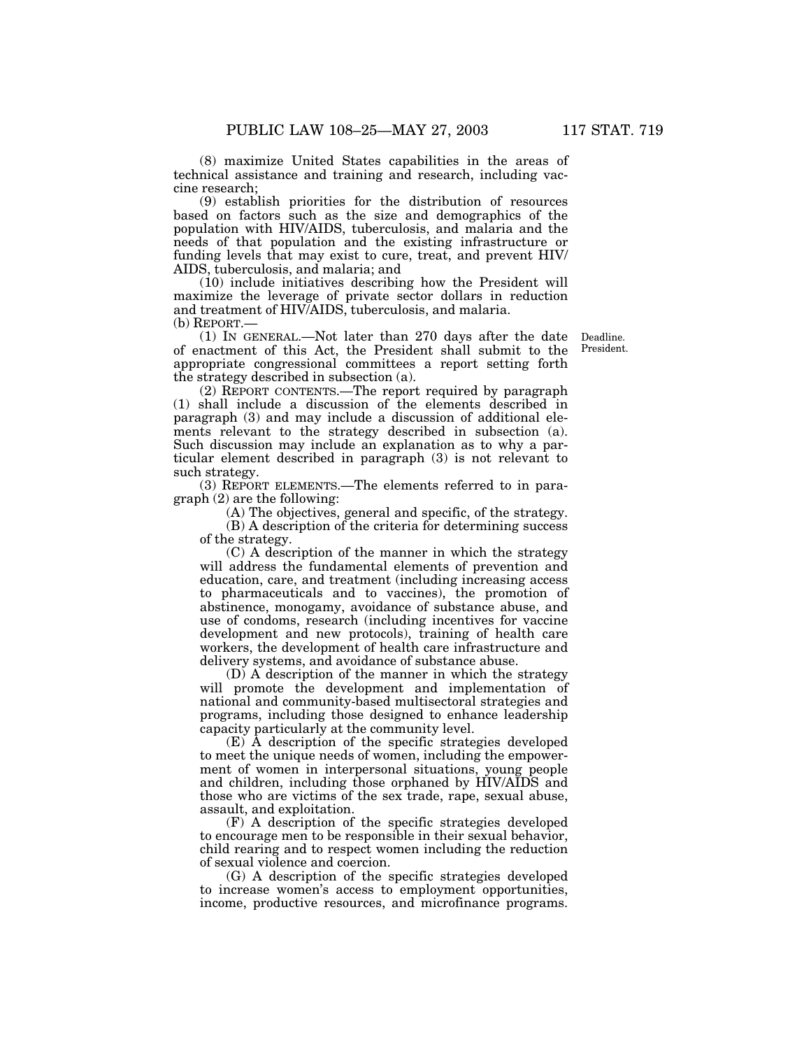(8) maximize United States capabilities in the areas of technical assistance and training and research, including vaccine research;

(9) establish priorities for the distribution of resources based on factors such as the size and demographics of the population with HIV/AIDS, tuberculosis, and malaria and the needs of that population and the existing infrastructure or funding levels that may exist to cure, treat, and prevent HIV/AIDS, tuberculosis, and malaria; and

(10) include initiatives describing how the President will maximize the leverage of private sector dollars in reduction and treatment of HIV/AIDS, tuberculosis, and malaria.

(b) REPORT.—

(1) IN GENERAL.—Not later than 270 days after the date of enactment of this Act, the President shall submit to the appropriate congressional committees a report setting forth the strategy described in subsection (a).

Deadline. President.

(2) REPORT CONTENTS.—The report required by paragraph (1) shall include a discussion of the elements described in paragraph (3) and may include a discussion of additional elements relevant to the strategy described in subsection (a). Such discussion may include an explanation as to why a particular element described in paragraph (3) is not relevant to such strategy.

(3) REPORT ELEMENTS.—The elements referred to in paragraph (2) are the following:

(A) The objectives, general and specific, of the strategy.

(B) A description of the criteria for determining success of the strategy.

(C) A description of the manner in which the strategy will address the fundamental elements of prevention and education, care, and treatment (including increasing access to pharmaceuticals and to vaccines), the promotion of abstinence, monogamy, avoidance of substance abuse, and use of condoms, research (including incentives for vaccine development and new protocols), training of health care workers, the development of health care infrastructure and delivery systems, and avoidance of substance abuse.

(D) A description of the manner in which the strategy will promote the development and implementation of national and community-based multisectoral strategies and programs, including those designed to enhance leadership capacity particularly at the community level.

(E) A description of the specific strategies developed to meet the unique needs of women, including the empowerment of women in interpersonal situations, young people and children, including those orphaned by HIV/AIDS and those who are victims of the sex trade, rape, sexual abuse, assault, and exploitation.

(F) A description of the specific strategies developed to encourage men to be responsible in their sexual behavior, child rearing and to respect women including the reduction of sexual violence and coercion.

(G) A description of the specific strategies developed to increase women's access to employment opportunities, income, productive resources, and microfinance programs.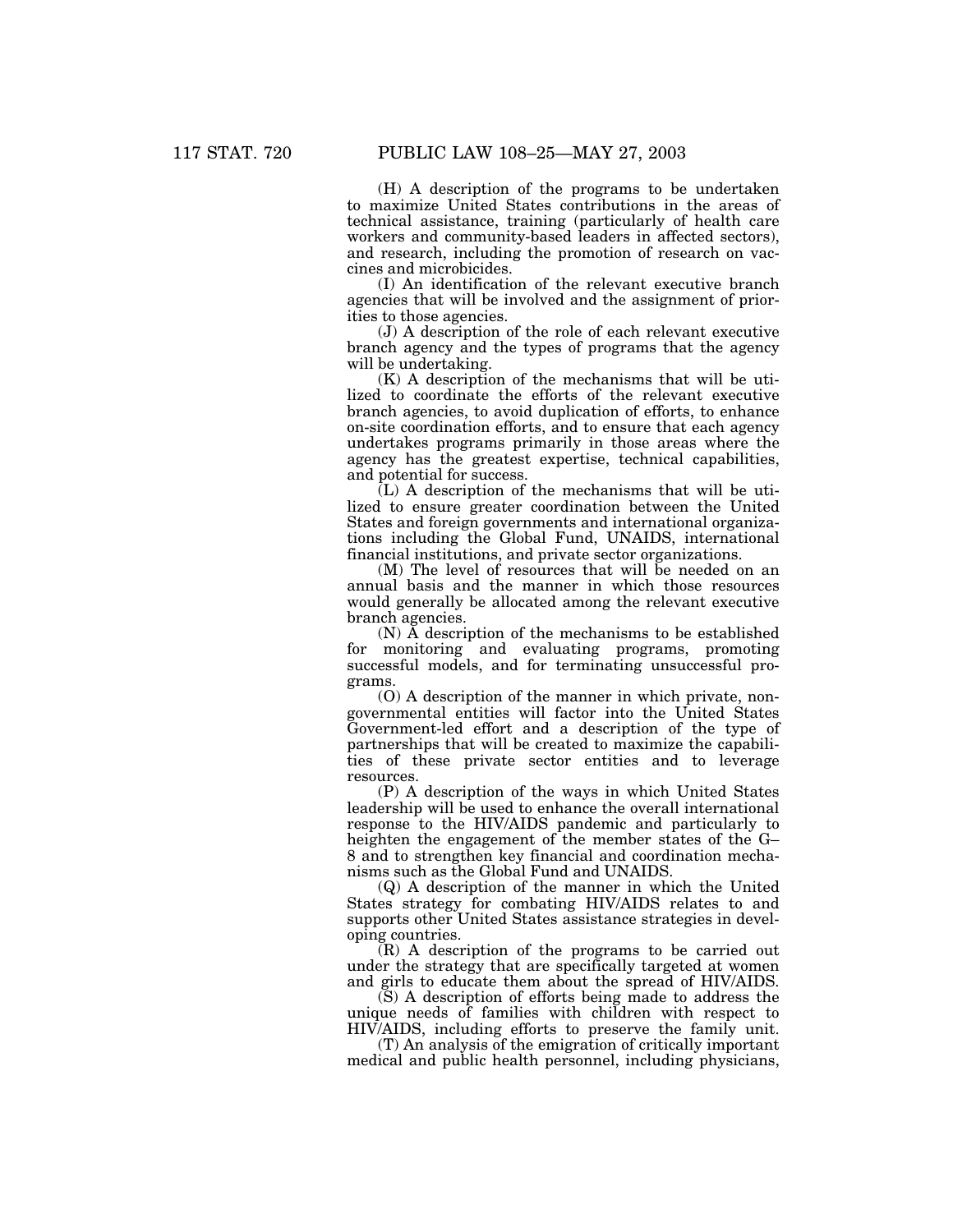(H) A description of the programs to be undertaken to maximize United States contributions in the areas of technical assistance, training (particularly of health care workers and community-based leaders in affected sectors), and research, including the promotion of research on vaccines and microbicides.

(I) An identification of the relevant executive branch agencies that will be involved and the assignment of priorities to those agencies.

(J) A description of the role of each relevant executive branch agency and the types of programs that the agency will be undertaking.

(K) A description of the mechanisms that will be utilized to coordinate the efforts of the relevant executive branch agencies, to avoid duplication of efforts, to enhance on-site coordination efforts, and to ensure that each agency undertakes programs primarily in those areas where the agency has the greatest expertise, technical capabilities, and potential for success.

(L) A description of the mechanisms that will be utilized to ensure greater coordination between the United States and foreign governments and international organizations including the Global Fund, UNAIDS, international financial institutions, and private sector organizations.

(M) The level of resources that will be needed on an annual basis and the manner in which those resources would generally be allocated among the relevant executive branch agencies.

(N) A description of the mechanisms to be established for monitoring and evaluating programs, promoting successful models, and for terminating unsuccessful programs.

(O) A description of the manner in which private, nongovernmental entities will factor into the United States Government-led effort and a description of the type of partnerships that will be created to maximize the capabilities of these private sector entities and to leverage resources.

(P) A description of the ways in which United States leadership will be used to enhance the overall international response to the HIV/AIDS pandemic and particularly to heighten the engagement of the member states of the G–8 and to strengthen key financial and coordination mechanisms such as the Global Fund and UNAIDS.

(Q) A description of the manner in which the United States strategy for combating HIV/AIDS relates to and supports other United States assistance strategies in developing countries.

(R) A description of the programs to be carried out under the strategy that are specifically targeted at women and girls to educate them about the spread of HIV/AIDS.

(S) A description of efforts being made to address the unique needs of families with children with respect to HIV/AIDS, including efforts to preserve the family unit.

(T) An analysis of the emigration of critically important medical and public health personnel, including physicians,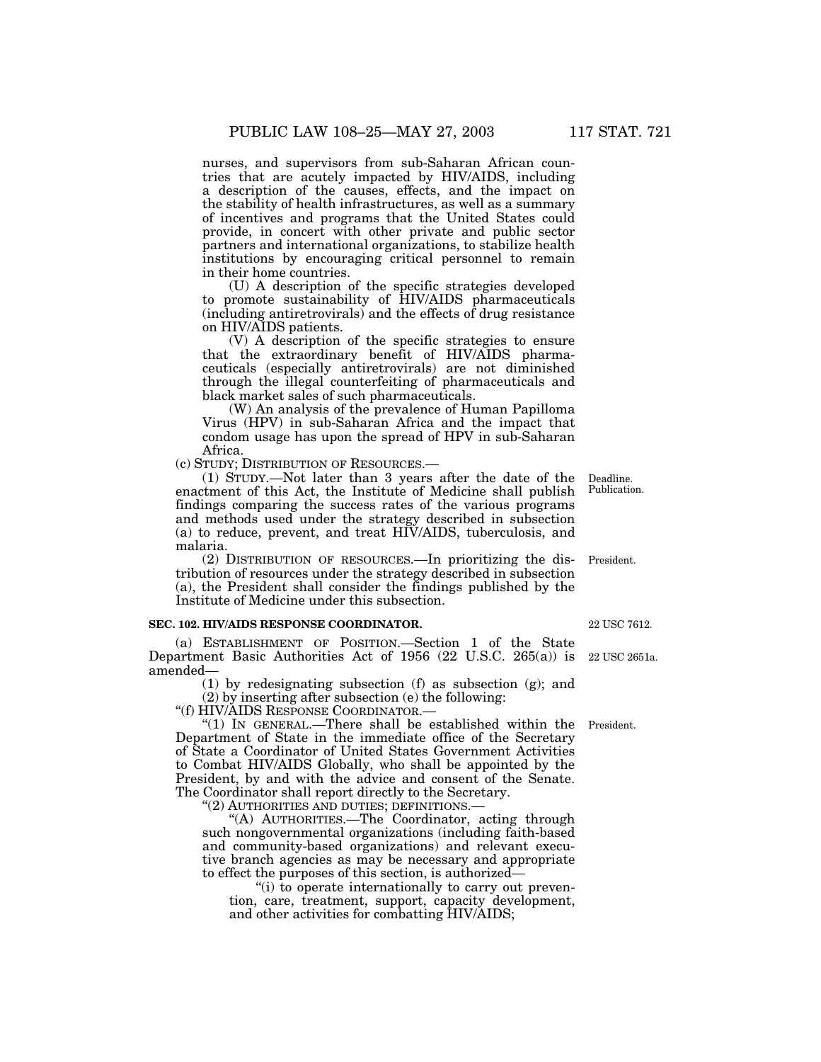nurses, and supervisors from sub-Saharan African countries that are acutely impacted by HIV/AIDS, including a description of the causes, effects, and the impact on the stability of health infrastructures, as well as a summary of incentives and programs that the United States could provide, in concert with other private and public sector partners and international organizations, to stabilize health institutions by encouraging critical personnel to remain in their home countries.

(U) A description of the specific strategies developed to promote sustainability of HIV/AIDS pharmaceuticals (including antiretrovirals) and the effects of drug resistance on HIV/AIDS patients.

(V) A description of the specific strategies to ensure that the extraordinary benefit of HIV/AIDS pharmaceuticals (especially antiretrovirals) are not diminished through the illegal counterfeiting of pharmaceuticals and black market sales of such pharmaceuticals.

(W) An analysis of the prevalence of Human Papilloma Virus (HPV) in sub-Saharan Africa and the impact that condom usage has upon the spread of HPV in sub-Saharan Africa.

(c) STUDY; DISTRIBUTION OF RESOURCES.—

(1) STUDY.—Not later than 3 years after the date of the enactment of this Act, the Institute of Medicine shall publish findings comparing the success rates of the various programs and methods used under the strategy described in subsection (a) to reduce, prevent, and treat HIV/AIDS, tuberculosis, and malaria.

Deadline. Publication.

(2) DISTRIBUTION OF RESOURCES.—In prioritizing the distribution of resources under the strategy described in subsection (a), the President shall consider the findings published by the Institute of Medicine under this subsection.

President.

**SEC. 102. HIV/AIDS RESPONSE COORDINATOR.**

22 USC 7612.

(a) ESTABLISHMENT OF POSITION.—Section 1 of the State Department Basic Authorities Act of 1956 (22 U.S.C. 265(a)) is amended—

22 USC 2651a.

(1) by redesignating subsection (f) as subsection (g); and

(2) by inserting after subsection (e) the following:

"(f) HIV/AIDS RESPONSE COORDINATOR.—

"(1) IN GENERAL.—There shall be established within the Department of State in the immediate office of the Secretary of State a Coordinator of United States Government Activities to Combat HIV/AIDS Globally, who shall be appointed by the President, by and with the advice and consent of the Senate. The Coordinator shall report directly to the Secretary.

President.

"(2) AUTHORITIES AND DUTIES; DEFINITIONS.—

"(A) AUTHORITIES.—The Coordinator, acting through such nongovernmental organizations (including faith-based and community-based organizations) and relevant executive branch agencies as may be necessary and appropriate to effect the purposes of this section, is authorized—

"(i) to operate internationally to carry out prevention, care, treatment, support, capacity development, and other activities for combatting HIV/AIDS;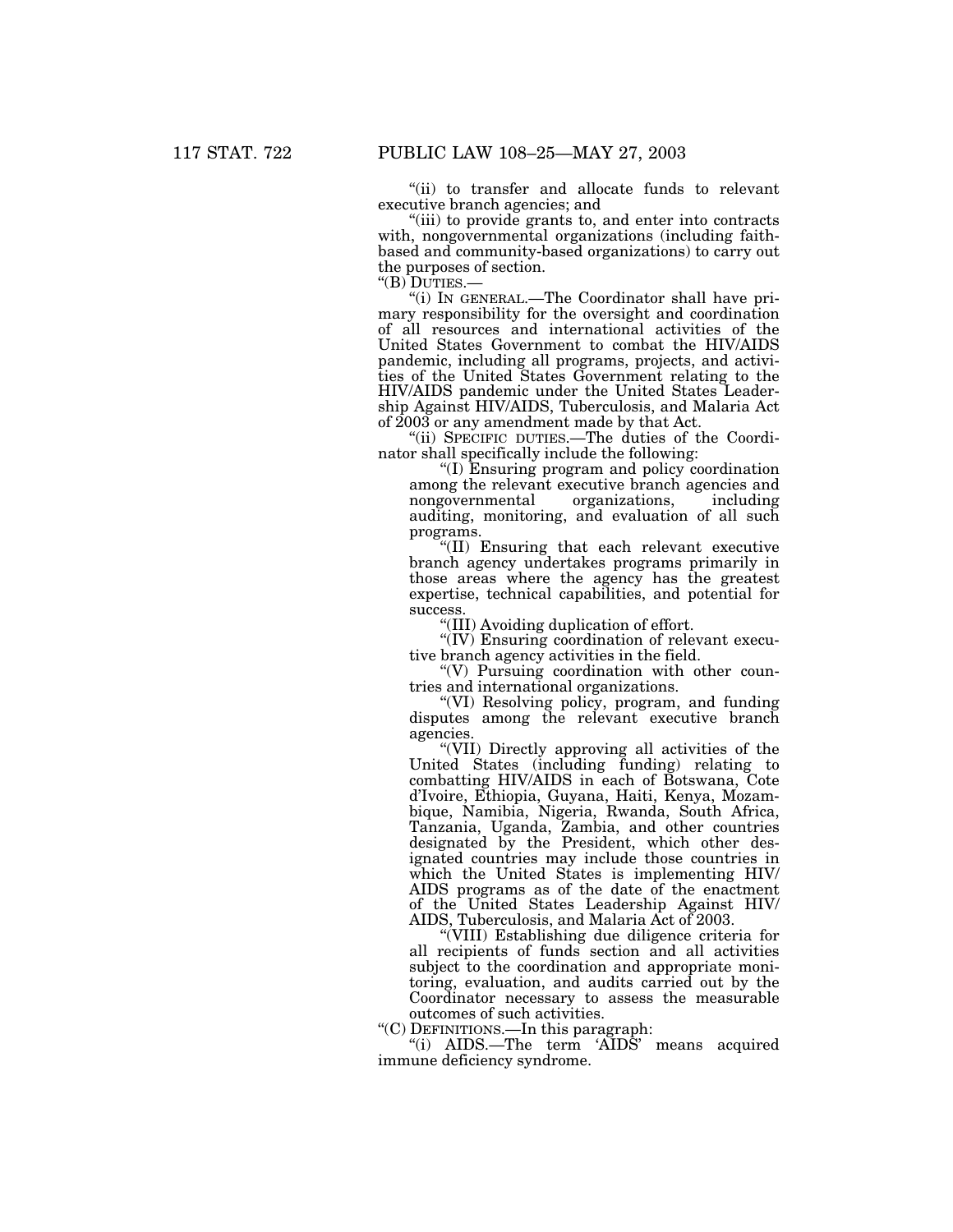"(ii) to transfer and allocate funds to relevant executive branch agencies; and

"(iii) to provide grants to, and enter into contracts with, nongovernmental organizations (including faith-based and community-based organizations) to carry out the purposes of section.

"(B) DUTIES.—

"(i) IN GENERAL.—The Coordinator shall have primary responsibility for the oversight and coordination of all resources and international activities of the United States Government to combat the HIV/AIDS pandemic, including all programs, projects, and activities of the United States Government relating to the HIV/AIDS pandemic under the United States Leadership Against HIV/AIDS, Tuberculosis, and Malaria Act of 2003 or any amendment made by that Act.

"(ii) SPECIFIC DUTIES.—The duties of the Coordinator shall specifically include the following:

"(I) Ensuring program and policy coordination among the relevant executive branch agencies and nongovernmental organizations, including auditing, monitoring, and evaluation of all such programs.

"(II) Ensuring that each relevant executive branch agency undertakes programs primarily in those areas where the agency has the greatest expertise, technical capabilities, and potential for success.

"(III) Avoiding duplication of effort.

"(IV) Ensuring coordination of relevant executive branch agency activities in the field.

"(V) Pursuing coordination with other countries and international organizations.

"(VI) Resolving policy, program, and funding disputes among the relevant executive branch agencies.

"(VII) Directly approving all activities of the United States (including funding) relating to combatting HIV/AIDS in each of Botswana, Cote d'Ivoire, Ethiopia, Guyana, Haiti, Kenya, Mozambique, Namibia, Nigeria, Rwanda, South Africa, Tanzania, Uganda, Zambia, and other countries designated by the President, which other designated countries may include those countries in which the United States is implementing HIV/AIDS programs as of the date of the enactment of the United States Leadership Against HIV/AIDS, Tuberculosis, and Malaria Act of 2003.

"(VIII) Establishing due diligence criteria for all recipients of funds section and all activities subject to the coordination and appropriate monitoring, evaluation, and audits carried out by the Coordinator necessary to assess the measurable outcomes of such activities.

"(C) DEFINITIONS.—In this paragraph:

"(i) AIDS.—The term 'AIDS' means acquired immune deficiency syndrome.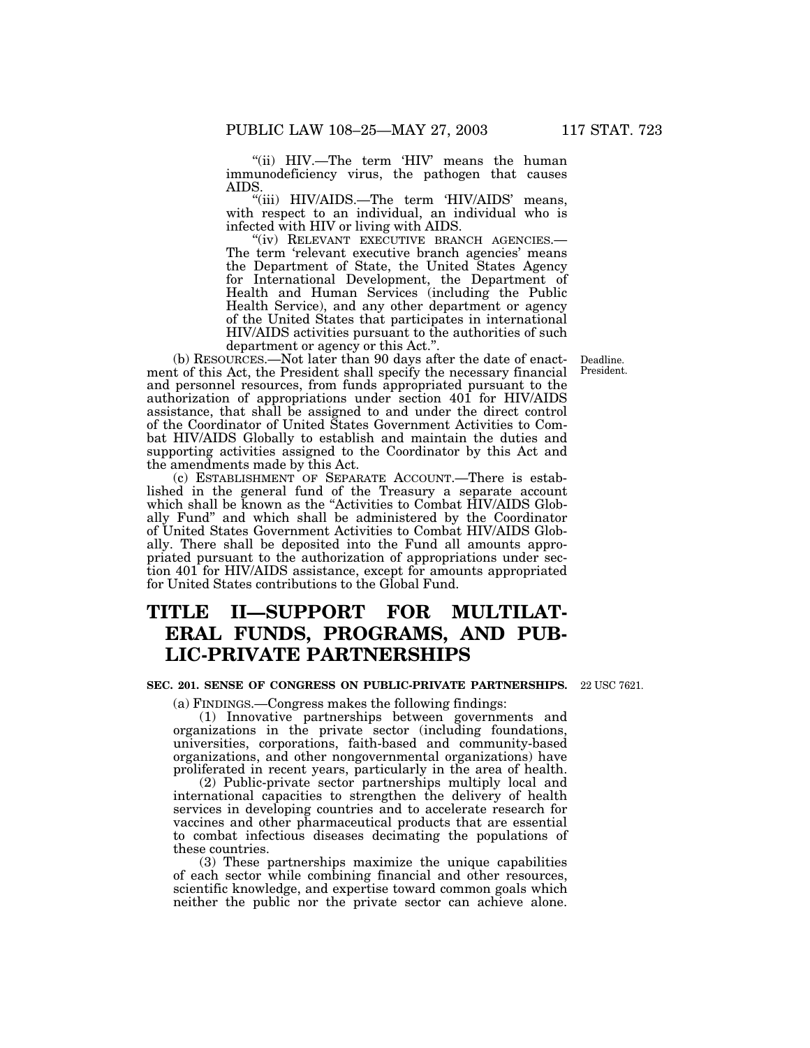"(ii) HIV.—The term 'HIV' means the human immunodeficiency virus, the pathogen that causes AIDS.

"(iii) HIV/AIDS.—The term 'HIV/AIDS' means, with respect to an individual, an individual who is infected with HIV or living with AIDS.

"(iv) RELEVANT EXECUTIVE BRANCH AGENCIES.— The term 'relevant executive branch agencies' means the Department of State, the United States Agency for International Development, the Department of Health and Human Services (including the Public Health Service), and any other department or agency of the United States that participates in international HIV/AIDS activities pursuant to the authorities of such department or agency or this Act.".

Deadline. President.

(b) RESOURCES.—Not later than 90 days after the date of enactment of this Act, the President shall specify the necessary financial and personnel resources, from funds appropriated pursuant to the authorization of appropriations under section 401 for HIV/AIDS assistance, that shall be assigned to and under the direct control of the Coordinator of United States Government Activities to Combat HIV/AIDS Globally to establish and maintain the duties and supporting activities assigned to the Coordinator by this Act and the amendments made by this Act.

(c) ESTABLISHMENT OF SEPARATE ACCOUNT.—There is established in the general fund of the Treasury a separate account which shall be known as the "Activities to Combat HIV/AIDS Globally Fund" and which shall be administered by the Coordinator of United States Government Activities to Combat HIV/AIDS Globally. There shall be deposited into the Fund all amounts appropriated pursuant to the authorization of appropriations under section 401 for HIV/AIDS assistance, except for amounts appropriated for United States contributions to the Global Fund.

# TITLE II—SUPPORT FOR MULTILATERAL FUNDS, PROGRAMS, AND PUBLIC-PRIVATE PARTNERSHIPS

**SEC. 201. SENSE OF CONGRESS ON PUBLIC-PRIVATE PARTNERSHIPS.**

22 USC 7621.

(a) FINDINGS.—Congress makes the following findings:

(1) Innovative partnerships between governments and organizations in the private sector (including foundations, universities, corporations, faith-based and community-based organizations, and other nongovernmental organizations) have proliferated in recent years, particularly in the area of health.

(2) Public-private sector partnerships multiply local and international capacities to strengthen the delivery of health services in developing countries and to accelerate research for vaccines and other pharmaceutical products that are essential to combat infectious diseases decimating the populations of these countries.

(3) These partnerships maximize the unique capabilities of each sector while combining financial and other resources, scientific knowledge, and expertise toward common goals which neither the public nor the private sector can achieve alone.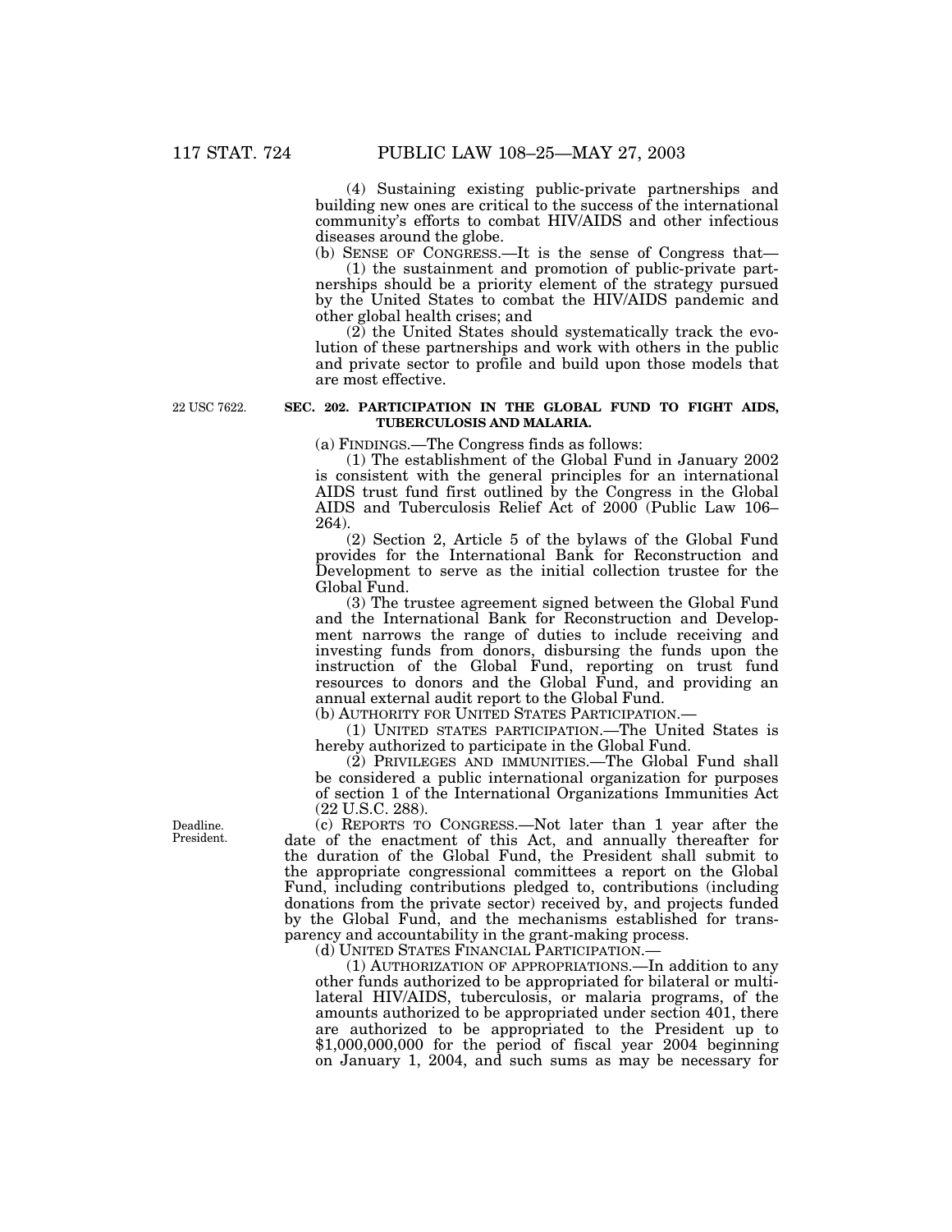(4) Sustaining existing public-private partnerships and building new ones are critical to the success of the international community's efforts to combat HIV/AIDS and other infectious diseases around the globe.

(b) SENSE OF CONGRESS.—It is the sense of Congress that—

(1) the sustainment and promotion of public-private partnerships should be a priority element of the strategy pursued by the United States to combat the HIV/AIDS pandemic and other global health crises; and

(2) the United States should systematically track the evolution of these partnerships and work with others in the public and private sector to profile and build upon those models that are most effective.

22 USC 7622.

**SEC. 202. PARTICIPATION IN THE GLOBAL FUND TO FIGHT AIDS, TUBERCULOSIS AND MALARIA.**

(a) FINDINGS.—The Congress finds as follows:

(1) The establishment of the Global Fund in January 2002 is consistent with the general principles for an international AIDS trust fund first outlined by the Congress in the Global AIDS and Tuberculosis Relief Act of 2000 (Public Law 106–264).

(2) Section 2, Article 5 of the bylaws of the Global Fund provides for the International Bank for Reconstruction and Development to serve as the initial collection trustee for the Global Fund.

(3) The trustee agreement signed between the Global Fund and the International Bank for Reconstruction and Development narrows the range of duties to include receiving and investing funds from donors, disbursing the funds upon the instruction of the Global Fund, reporting on trust fund resources to donors and the Global Fund, and providing an annual external audit report to the Global Fund.

(b) AUTHORITY FOR UNITED STATES PARTICIPATION.—

(1) UNITED STATES PARTICIPATION.—The United States is hereby authorized to participate in the Global Fund.

(2) PRIVILEGES AND IMMUNITIES.—The Global Fund shall be considered a public international organization for purposes of section 1 of the International Organizations Immunities Act (22 U.S.C. 288).

Deadline. President.

(c) REPORTS TO CONGRESS.—Not later than 1 year after the date of the enactment of this Act, and annually thereafter for the duration of the Global Fund, the President shall submit to the appropriate congressional committees a report on the Global Fund, including contributions pledged to, contributions (including donations from the private sector) received by, and projects funded by the Global Fund, and the mechanisms established for transparency and accountability in the grant-making process.

(d) UNITED STATES FINANCIAL PARTICIPATION.—

(1) AUTHORIZATION OF APPROPRIATIONS.—In addition to any other funds authorized to be appropriated for bilateral or multilateral HIV/AIDS, tuberculosis, or malaria programs, of the amounts authorized to be appropriated under section 401, there are authorized to be appropriated to the President up to $1,000,000,000 for the period of fiscal year 2004 beginning on January 1, 2004, and such sums as may be necessary for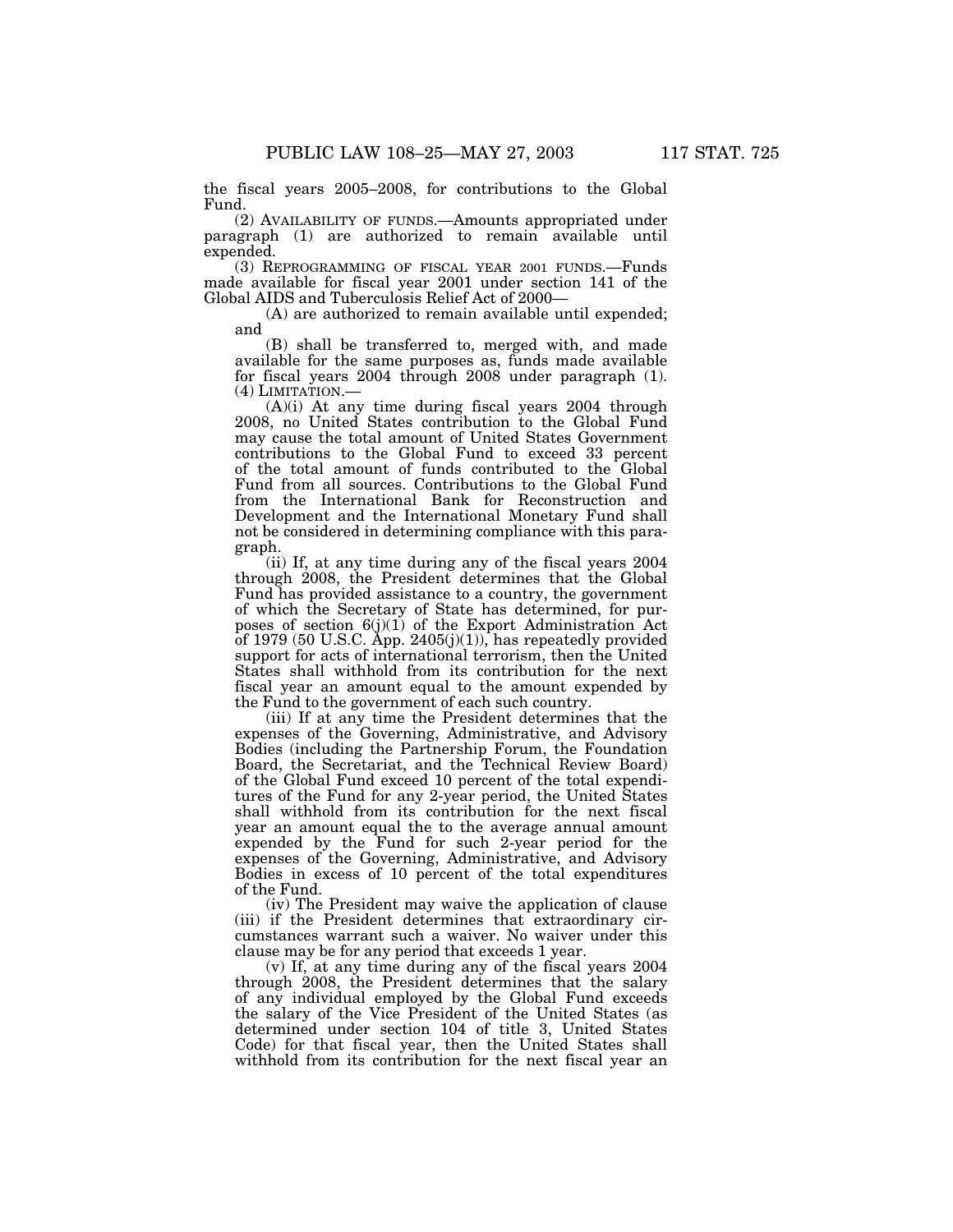the fiscal years 2005–2008, for contributions to the Global Fund.

(2) AVAILABILITY OF FUNDS.—Amounts appropriated under paragraph (1) are authorized to remain available until expended.

(3) REPROGRAMMING OF FISCAL YEAR 2001 FUNDS.—Funds made available for fiscal year 2001 under section 141 of the Global AIDS and Tuberculosis Relief Act of 2000—

(A) are authorized to remain available until expended; and

(B) shall be transferred to, merged with, and made available for the same purposes as, funds made available for fiscal years 2004 through 2008 under paragraph (1).

(4) LIMITATION.—

(A)(i) At any time during fiscal years 2004 through 2008, no United States contribution to the Global Fund may cause the total amount of United States Government contributions to the Global Fund to exceed 33 percent of the total amount of funds contributed to the Global Fund from all sources. Contributions to the Global Fund from the International Bank for Reconstruction and Development and the International Monetary Fund shall not be considered in determining compliance with this paragraph.

(ii) If, at any time during any of the fiscal years 2004 through 2008, the President determines that the Global Fund has provided assistance to a country, the government of which the Secretary of State has determined, for purposes of section 6(j)(1) of the Export Administration Act of 1979 (50 U.S.C. App. 2405(j)(1)), has repeatedly provided support for acts of international terrorism, then the United States shall withhold from its contribution for the next fiscal year an amount equal to the amount expended by the Fund to the government of each such country.

(iii) If at any time the President determines that the expenses of the Governing, Administrative, and Advisory Bodies (including the Partnership Forum, the Foundation Board, the Secretariat, and the Technical Review Board) of the Global Fund exceed 10 percent of the total expenditures of the Fund for any 2-year period, the United States shall withhold from its contribution for the next fiscal year an amount equal the to the average annual amount expended by the Fund for such 2-year period for the expenses of the Governing, Administrative, and Advisory Bodies in excess of 10 percent of the total expenditures of the Fund.

(iv) The President may waive the application of clause (iii) if the President determines that extraordinary circumstances warrant such a waiver. No waiver under this clause may be for any period that exceeds 1 year.

(v) If, at any time during any of the fiscal years 2004 through 2008, the President determines that the salary of any individual employed by the Global Fund exceeds the salary of the Vice President of the United States (as determined under section 104 of title 3, United States Code) for that fiscal year, then the United States shall withhold from its contribution for the next fiscal year an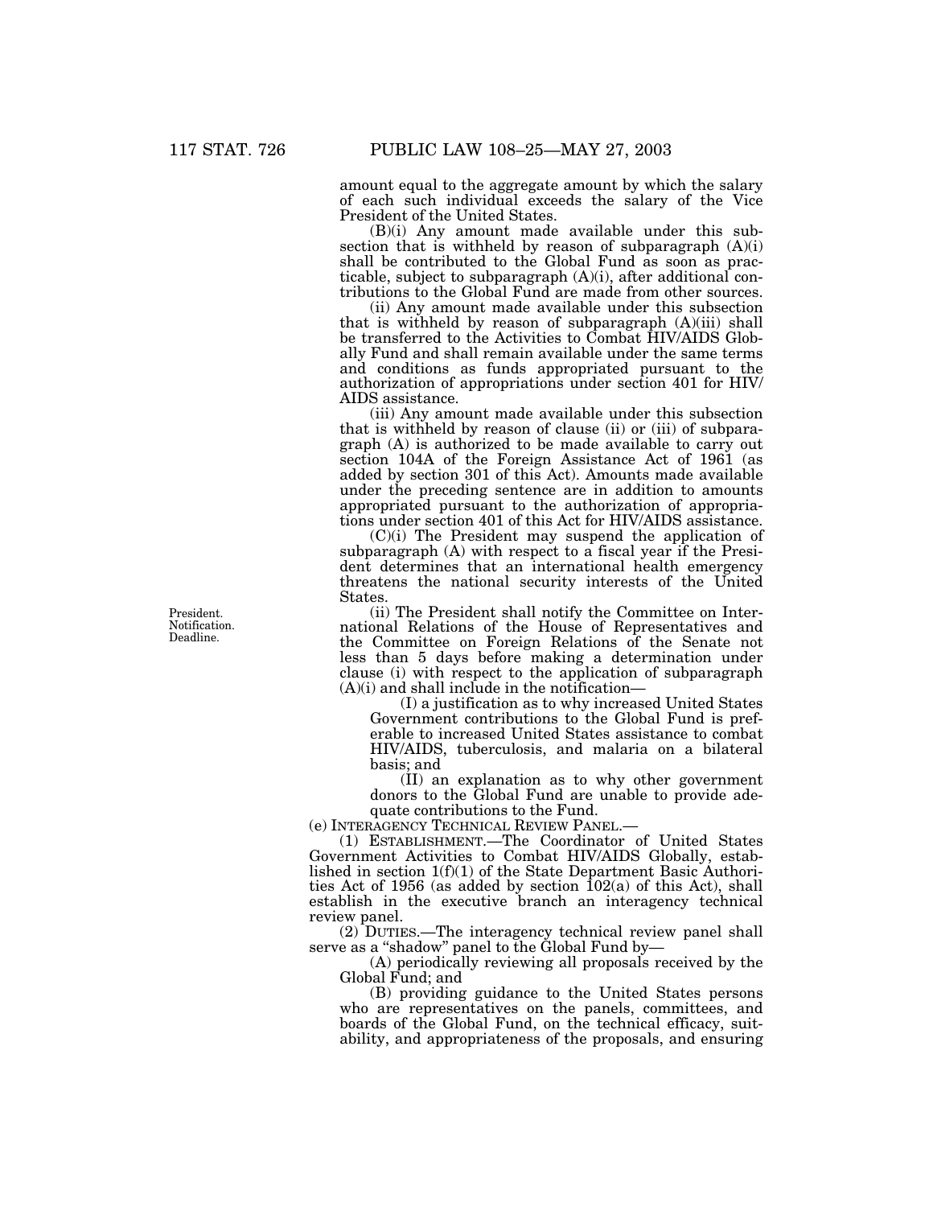amount equal to the aggregate amount by which the salary of each such individual exceeds the salary of the Vice President of the United States.

(B)(i) Any amount made available under this subsection that is withheld by reason of subparagraph (A)(i) shall be contributed to the Global Fund as soon as practicable, subject to subparagraph (A)(i), after additional contributions to the Global Fund are made from other sources.

(ii) Any amount made available under this subsection that is withheld by reason of subparagraph (A)(iii) shall be transferred to the Activities to Combat HIV/AIDS Globally Fund and shall remain available under the same terms and conditions as funds appropriated pursuant to the authorization of appropriations under section 401 for HIV/AIDS assistance.

(iii) Any amount made available under this subsection that is withheld by reason of clause (ii) or (iii) of subparagraph (A) is authorized to be made available to carry out section 104A of the Foreign Assistance Act of 1961 (as added by section 301 of this Act). Amounts made available under the preceding sentence are in addition to amounts appropriated pursuant to the authorization of appropriations under section 401 of this Act for HIV/AIDS assistance.

(C)(i) The President may suspend the application of subparagraph (A) with respect to a fiscal year if the President determines that an international health emergency threatens the national security interests of the United States.

President. Notification. Deadline.

(ii) The President shall notify the Committee on International Relations of the House of Representatives and the Committee on Foreign Relations of the Senate not less than 5 days before making a determination under clause (i) with respect to the application of subparagraph (A)(i) and shall include in the notification—

(I) a justification as to why increased United States Government contributions to the Global Fund is preferable to increased United States assistance to combat HIV/AIDS, tuberculosis, and malaria on a bilateral basis; and

(II) an explanation as to why other government donors to the Global Fund are unable to provide adequate contributions to the Fund.

(e) INTERAGENCY TECHNICAL REVIEW PANEL.—

(1) ESTABLISHMENT.—The Coordinator of United States Government Activities to Combat HIV/AIDS Globally, established in section 1(f)(1) of the State Department Basic Authorities Act of 1956 (as added by section 102(a) of this Act), shall establish in the executive branch an interagency technical review panel.

(2) DUTIES.—The interagency technical review panel shall serve as a "shadow" panel to the Global Fund by—

(A) periodically reviewing all proposals received by the Global Fund; and

(B) providing guidance to the United States persons who are representatives on the panels, committees, and boards of the Global Fund, on the technical efficacy, suitability, and appropriateness of the proposals, and ensuring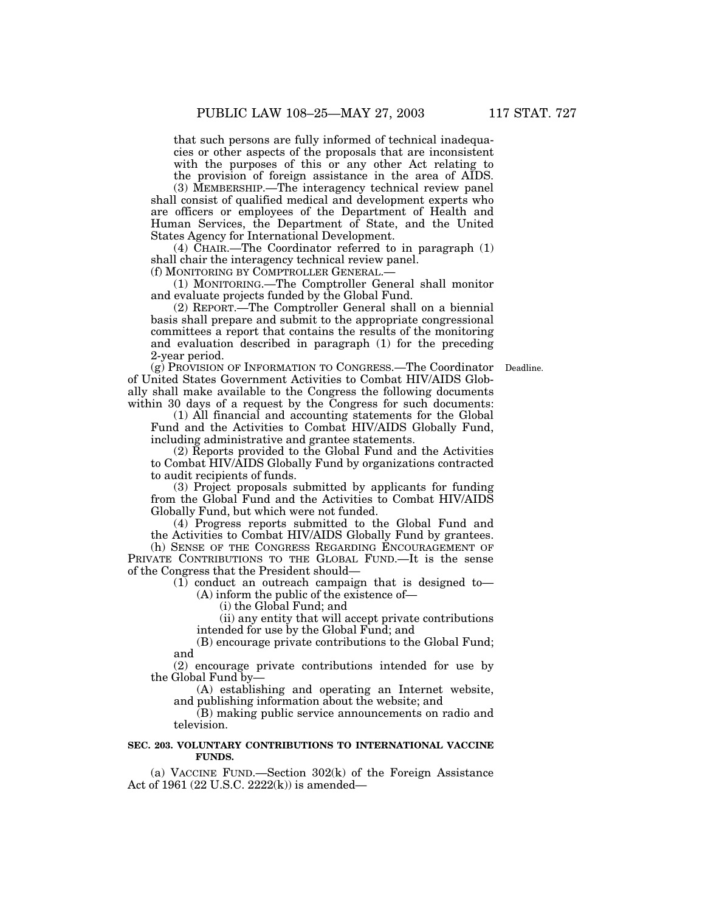that such persons are fully informed of technical inadequacies or other aspects of the proposals that are inconsistent with the purposes of this or any other Act relating to the provision of foreign assistance in the area of AIDS.

(3) MEMBERSHIP.—The interagency technical review panel shall consist of qualified medical and development experts who are officers or employees of the Department of Health and Human Services, the Department of State, and the United States Agency for International Development.

(4) CHAIR.—The Coordinator referred to in paragraph (1) shall chair the interagency technical review panel.

(f) MONITORING BY COMPTROLLER GENERAL.—

(1) MONITORING.—The Comptroller General shall monitor and evaluate projects funded by the Global Fund.

(2) REPORT.—The Comptroller General shall on a biennial basis shall prepare and submit to the appropriate congressional committees a report that contains the results of the monitoring and evaluation described in paragraph (1) for the preceding 2-year period.

Deadline.

(g) PROVISION OF INFORMATION TO CONGRESS.—The Coordinator of United States Government Activities to Combat HIV/AIDS Globally shall make available to the Congress the following documents within 30 days of a request by the Congress for such documents:

(1) All financial and accounting statements for the Global Fund and the Activities to Combat HIV/AIDS Globally Fund, including administrative and grantee statements.

(2) Reports provided to the Global Fund and the Activities to Combat HIV/AIDS Globally Fund by organizations contracted to audit recipients of funds.

(3) Project proposals submitted by applicants for funding from the Global Fund and the Activities to Combat HIV/AIDS Globally Fund, but which were not funded.

(4) Progress reports submitted to the Global Fund and the Activities to Combat HIV/AIDS Globally Fund by grantees.

(h) SENSE OF THE CONGRESS REGARDING ENCOURAGEMENT OF PRIVATE CONTRIBUTIONS TO THE GLOBAL FUND.—It is the sense of the Congress that the President should—

(1) conduct an outreach campaign that is designed to—

(A) inform the public of the existence of—

(i) the Global Fund; and

(ii) any entity that will accept private contributions intended for use by the Global Fund; and

(B) encourage private contributions to the Global Fund; and

(2) encourage private contributions intended for use by the Global Fund by—

(A) establishing and operating an Internet website, and publishing information about the website; and

(B) making public service announcements on radio and television.

**SEC. 203. VOLUNTARY CONTRIBUTIONS TO INTERNATIONAL VACCINE FUNDS.**

(a) VACCINE FUND.—Section 302(k) of the Foreign Assistance Act of 1961 (22 U.S.C. 2222(k)) is amended—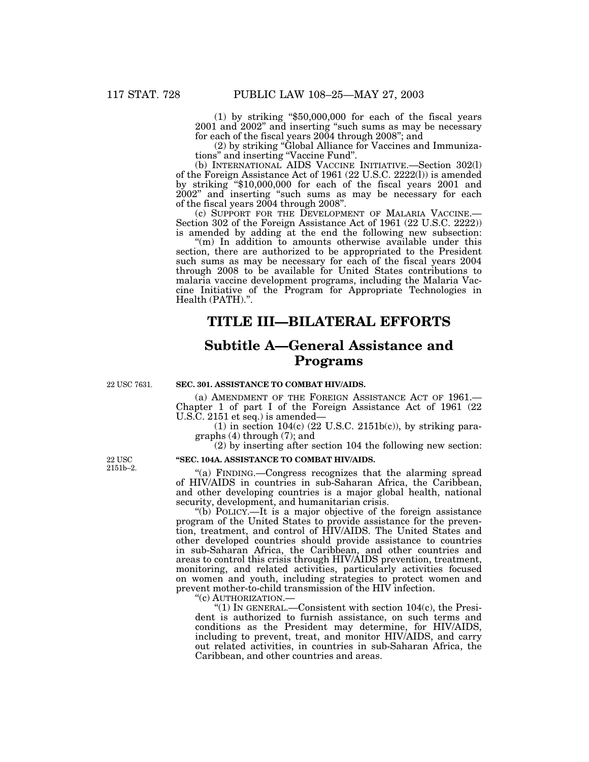(1) by striking "$50,000,000 for each of the fiscal years 2001 and 2002" and inserting "such sums as may be necessary for each of the fiscal years 2004 through 2008"; and

(2) by striking "Global Alliance for Vaccines and Immunizations" and inserting "Vaccine Fund".

(b) INTERNATIONAL AIDS VACCINE INITIATIVE.—Section 302(l) of the Foreign Assistance Act of 1961 (22 U.S.C. 2222(l)) is amended by striking "$10,000,000 for each of the fiscal years 2001 and 2002" and inserting "such sums as may be necessary for each of the fiscal years 2004 through 2008".

(c) SUPPORT FOR THE DEVELOPMENT OF MALARIA VACCINE.—Section 302 of the Foreign Assistance Act of 1961 (22 U.S.C. 2222)) is amended by adding at the end the following new subsection:

"(m) In addition to amounts otherwise available under this section, there are authorized to be appropriated to the President such sums as may be necessary for each of the fiscal years 2004 through 2008 to be available for United States contributions to malaria vaccine development programs, including the Malaria Vaccine Initiative of the Program for Appropriate Technologies in Health (PATH).".

# TITLE III—BILATERAL EFFORTS

## Subtitle A—General Assistance and Programs

22 USC 7631.

### SEC. 301. ASSISTANCE TO COMBAT HIV/AIDS.

(a) AMENDMENT OF THE FOREIGN ASSISTANCE ACT OF 1961.—Chapter 1 of part I of the Foreign Assistance Act of 1961 (22 U.S.C. 2151 et seq.) is amended—

(1) in section 104(c) (22 U.S.C. 2151b(c)), by striking paragraphs (4) through (7); and

(2) by inserting after section 104 the following new section:

22 USC 2151b–2.

### "SEC. 104A. ASSISTANCE TO COMBAT HIV/AIDS.

"(a) FINDING.—Congress recognizes that the alarming spread of HIV/AIDS in countries in sub-Saharan Africa, the Caribbean, and other developing countries is a major global health, national security, development, and humanitarian crisis.

"(b) POLICY.—It is a major objective of the foreign assistance program of the United States to provide assistance for the prevention, treatment, and control of HIV/AIDS. The United States and other developed countries should provide assistance to countries in sub-Saharan Africa, the Caribbean, and other countries and areas to control this crisis through HIV/AIDS prevention, treatment, monitoring, and related activities, particularly activities focused on women and youth, including strategies to protect women and prevent mother-to-child transmission of the HIV infection.

"(c) AUTHORIZATION.—

"(1) IN GENERAL.—Consistent with section 104(c), the President is authorized to furnish assistance, on such terms and conditions as the President may determine, for HIV/AIDS, including to prevent, treat, and monitor HIV/AIDS, and carry out related activities, in countries in sub-Saharan Africa, the Caribbean, and other countries and areas.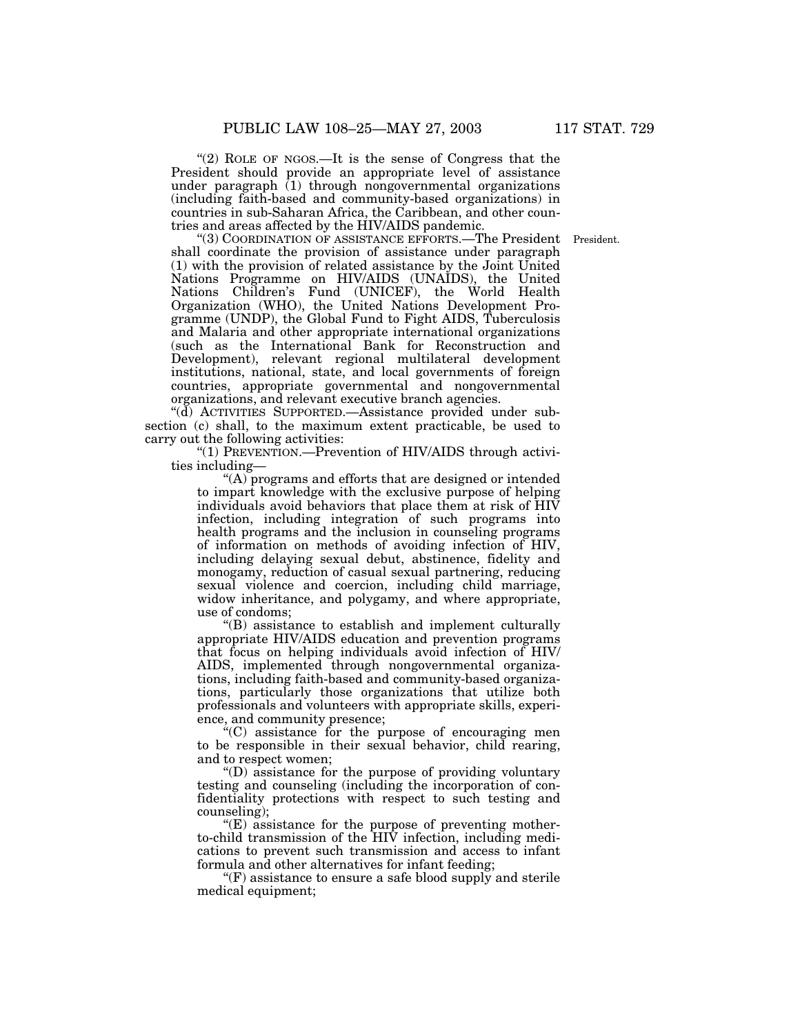"(2) ROLE OF NGOS.—It is the sense of Congress that the President should provide an appropriate level of assistance under paragraph (1) through nongovernmental organizations (including faith-based and community-based organizations) in countries in sub-Saharan Africa, the Caribbean, and other countries and areas affected by the HIV/AIDS pandemic.

"(3) COORDINATION OF ASSISTANCE EFFORTS.—The President shall coordinate the provision of assistance under paragraph (1) with the provision of related assistance by the Joint United Nations Programme on HIV/AIDS (UNAIDS), the United Nations Children's Fund (UNICEF), the World Health Organization (WHO), the United Nations Development Programme (UNDP), the Global Fund to Fight AIDS, Tuberculosis and Malaria and other appropriate international organizations (such as the International Bank for Reconstruction and Development), relevant regional multilateral development institutions, national, state, and local governments of foreign countries, appropriate governmental and nongovernmental organizations, and relevant executive branch agencies.

President.

"(d) ACTIVITIES SUPPORTED.—Assistance provided under subsection (c) shall, to the maximum extent practicable, be used to carry out the following activities:

"(1) PREVENTION.—Prevention of HIV/AIDS through activities including—

"(A) programs and efforts that are designed or intended to impart knowledge with the exclusive purpose of helping individuals avoid behaviors that place them at risk of HIV infection, including integration of such programs into health programs and the inclusion in counseling programs of information on methods of avoiding infection of HIV, including delaying sexual debut, abstinence, fidelity and monogamy, reduction of casual sexual partnering, reducing sexual violence and coercion, including child marriage, widow inheritance, and polygamy, and where appropriate, use of condoms;

"(B) assistance to establish and implement culturally appropriate HIV/AIDS education and prevention programs that focus on helping individuals avoid infection of HIV/AIDS, implemented through nongovernmental organizations, including faith-based and community-based organizations, particularly those organizations that utilize both professionals and volunteers with appropriate skills, experience, and community presence;

"(C) assistance for the purpose of encouraging men to be responsible in their sexual behavior, child rearing, and to respect women;

"(D) assistance for the purpose of providing voluntary testing and counseling (including the incorporation of confidentiality protections with respect to such testing and counseling);

"(E) assistance for the purpose of preventing mother-to-child transmission of the HIV infection, including medications to prevent such transmission and access to infant formula and other alternatives for infant feeding;

"(F) assistance to ensure a safe blood supply and sterile medical equipment;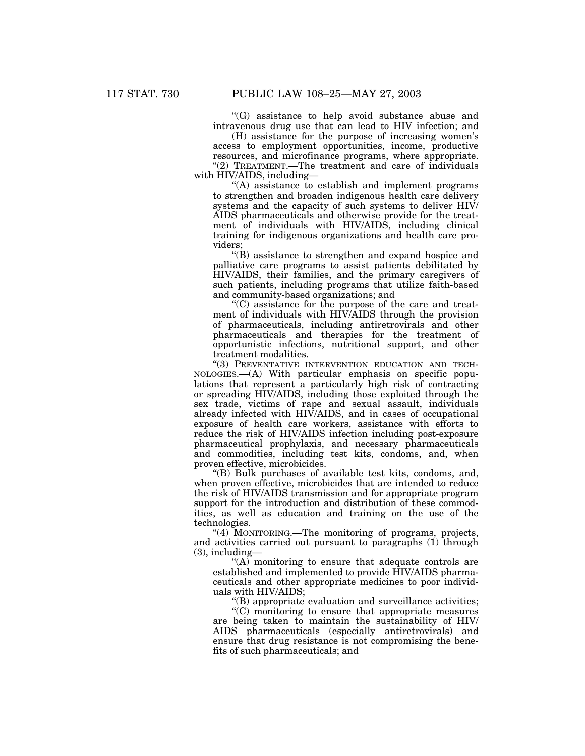"(G) assistance to help avoid substance abuse and intravenous drug use that can lead to HIV infection; and

(H) assistance for the purpose of increasing women's access to employment opportunities, income, productive resources, and microfinance programs, where appropriate.

"(2) TREATMENT.—The treatment and care of individuals with HIV/AIDS, including—

"(A) assistance to establish and implement programs to strengthen and broaden indigenous health care delivery systems and the capacity of such systems to deliver HIV/AIDS pharmaceuticals and otherwise provide for the treatment of individuals with HIV/AIDS, including clinical training for indigenous organizations and health care providers;

"(B) assistance to strengthen and expand hospice and palliative care programs to assist patients debilitated by HIV/AIDS, their families, and the primary caregivers of such patients, including programs that utilize faith-based and community-based organizations; and

"(C) assistance for the purpose of the care and treatment of individuals with HIV/AIDS through the provision of pharmaceuticals, including antiretrovirals and other pharmaceuticals and therapies for the treatment of opportunistic infections, nutritional support, and other treatment modalities.

"(3) PREVENTATIVE INTERVENTION EDUCATION AND TECHNOLOGIES.—(A) With particular emphasis on specific populations that represent a particularly high risk of contracting or spreading HIV/AIDS, including those exploited through the sex trade, victims of rape and sexual assault, individuals already infected with HIV/AIDS, and in cases of occupational exposure of health care workers, assistance with efforts to reduce the risk of HIV/AIDS infection including post-exposure pharmaceutical prophylaxis, and necessary pharmaceuticals and commodities, including test kits, condoms, and, when proven effective, microbicides.

"(B) Bulk purchases of available test kits, condoms, and, when proven effective, microbicides that are intended to reduce the risk of HIV/AIDS transmission and for appropriate program support for the introduction and distribution of these commodities, as well as education and training on the use of the technologies.

"(4) MONITORING.—The monitoring of programs, projects, and activities carried out pursuant to paragraphs (1) through (3), including—

"(A) monitoring to ensure that adequate controls are established and implemented to provide HIV/AIDS pharmaceuticals and other appropriate medicines to poor individuals with HIV/AIDS;

"(B) appropriate evaluation and surveillance activities;

"(C) monitoring to ensure that appropriate measures are being taken to maintain the sustainability of HIV/AIDS pharmaceuticals (especially antiretrovirals) and ensure that drug resistance is not compromising the benefits of such pharmaceuticals; and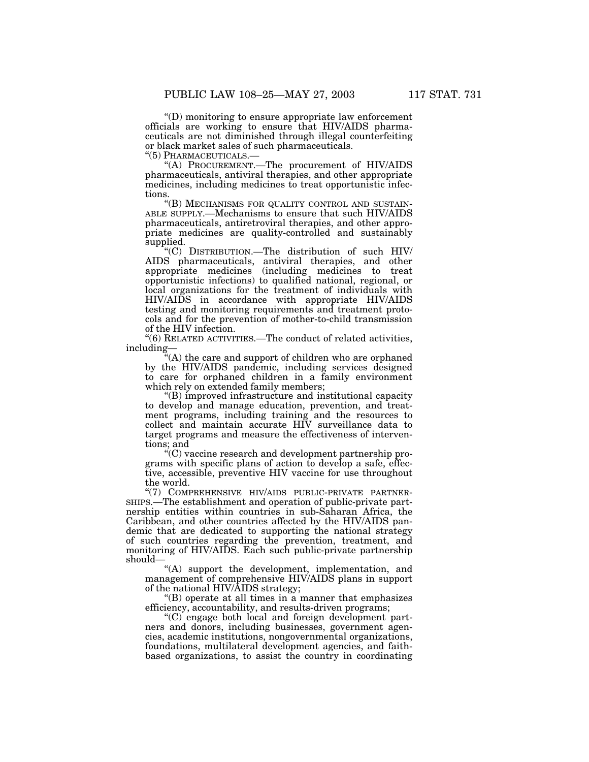"(D) monitoring to ensure appropriate law enforcement officials are working to ensure that HIV/AIDS pharmaceuticals are not diminished through illegal counterfeiting or black market sales of such pharmaceuticals.

"(5) PHARMACEUTICALS.—

"(A) PROCUREMENT.—The procurement of HIV/AIDS pharmaceuticals, antiviral therapies, and other appropriate medicines, including medicines to treat opportunistic infections.

"(B) MECHANISMS FOR QUALITY CONTROL AND SUSTAINABLE SUPPLY.—Mechanisms to ensure that such HIV/AIDS pharmaceuticals, antiretroviral therapies, and other appropriate medicines are quality-controlled and sustainably supplied.

"(C) DISTRIBUTION.—The distribution of such HIV/AIDS pharmaceuticals, antiviral therapies, and other appropriate medicines (including medicines to treat opportunistic infections) to qualified national, regional, or local organizations for the treatment of individuals with HIV/AIDS in accordance with appropriate HIV/AIDS testing and monitoring requirements and treatment protocols and for the prevention of mother-to-child transmission of the HIV infection.

"(6) RELATED ACTIVITIES.—The conduct of related activities, including—

"(A) the care and support of children who are orphaned by the HIV/AIDS pandemic, including services designed to care for orphaned children in a family environment which rely on extended family members;

"(B) improved infrastructure and institutional capacity to develop and manage education, prevention, and treatment programs, including training and the resources to collect and maintain accurate HIV surveillance data to target programs and measure the effectiveness of interventions; and

"(C) vaccine research and development partnership programs with specific plans of action to develop a safe, effective, accessible, preventive HIV vaccine for use throughout the world.

"(7) COMPREHENSIVE HIV/AIDS PUBLIC-PRIVATE PARTNERSHIPS.—The establishment and operation of public-private partnership entities within countries in sub-Saharan Africa, the Caribbean, and other countries affected by the HIV/AIDS pandemic that are dedicated to supporting the national strategy of such countries regarding the prevention, treatment, and monitoring of HIV/AIDS. Each such public-private partnership should—

"(A) support the development, implementation, and management of comprehensive HIV/AIDS plans in support of the national HIV/AIDS strategy;

"(B) operate at all times in a manner that emphasizes efficiency, accountability, and results-driven programs;

"(C) engage both local and foreign development partners and donors, including businesses, government agencies, academic institutions, nongovernmental organizations, foundations, multilateral development agencies, and faith-based organizations, to assist the country in coordinating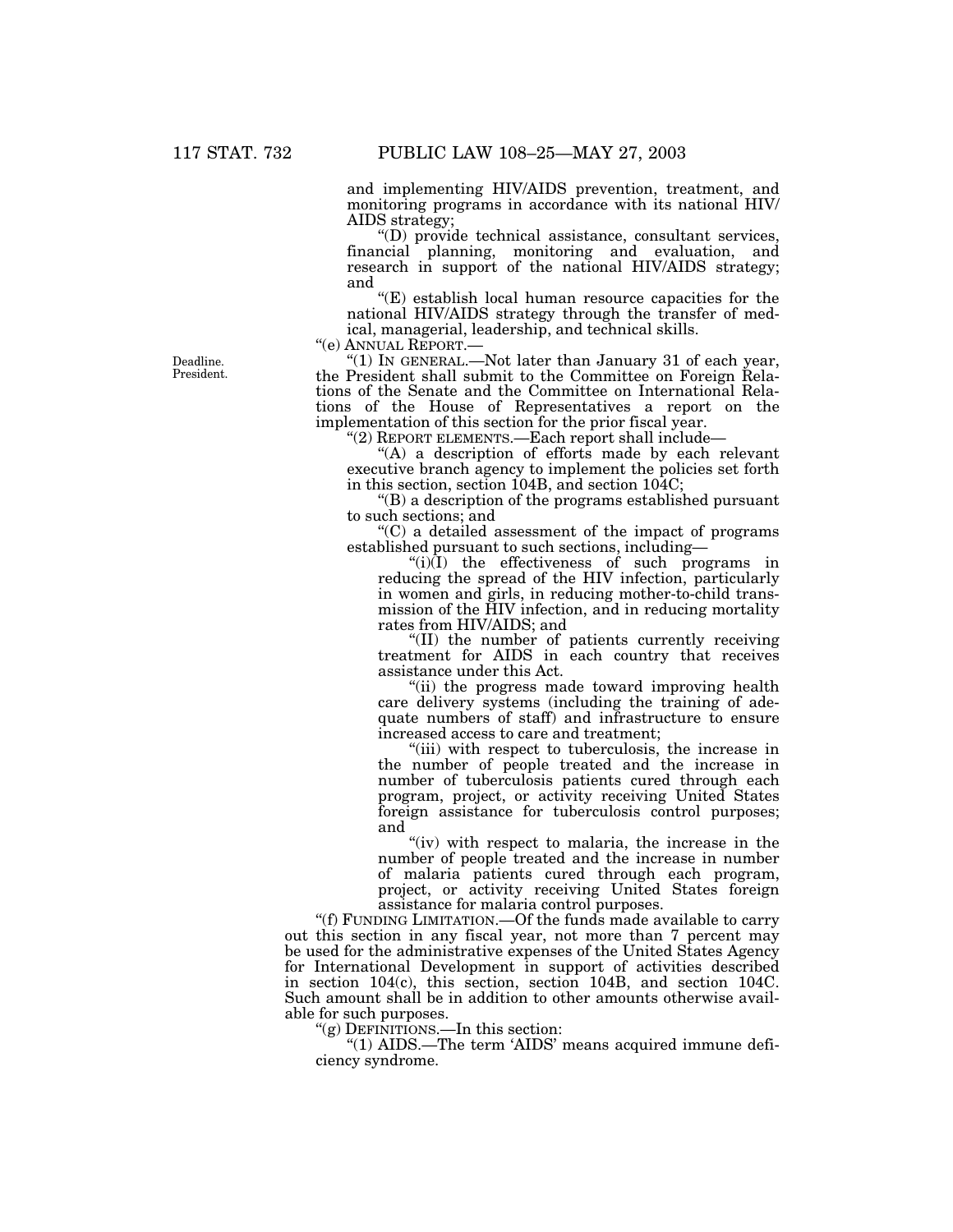and implementing HIV/AIDS prevention, treatment, and monitoring programs in accordance with its national HIV/AIDS strategy;

"(D) provide technical assistance, consultant services, financial planning, monitoring and evaluation, and research in support of the national HIV/AIDS strategy; and

"(E) establish local human resource capacities for the national HIV/AIDS strategy through the transfer of medical, managerial, leadership, and technical skills.

"(e) ANNUAL REPORT.—

Deadline. President.

"(1) IN GENERAL.—Not later than January 31 of each year, the President shall submit to the Committee on Foreign Relations of the Senate and the Committee on International Relations of the House of Representatives a report on the implementation of this section for the prior fiscal year.

"(2) REPORT ELEMENTS.—Each report shall include—

"(A) a description of efforts made by each relevant executive branch agency to implement the policies set forth in this section, section 104B, and section 104C;

"(B) a description of the programs established pursuant to such sections; and

"(C) a detailed assessment of the impact of programs established pursuant to such sections, including—

"(i)(I) the effectiveness of such programs in reducing the spread of the HIV infection, particularly in women and girls, in reducing mother-to-child transmission of the HIV infection, and in reducing mortality rates from HIV/AIDS; and

"(II) the number of patients currently receiving treatment for AIDS in each country that receives assistance under this Act.

"(ii) the progress made toward improving health care delivery systems (including the training of adequate numbers of staff) and infrastructure to ensure increased access to care and treatment;

"(iii) with respect to tuberculosis, the increase in the number of people treated and the increase in number of tuberculosis patients cured through each program, project, or activity receiving United States foreign assistance for tuberculosis control purposes; and

"(iv) with respect to malaria, the increase in the number of people treated and the increase in number of malaria patients cured through each program, project, or activity receiving United States foreign assistance for malaria control purposes.

"(f) FUNDING LIMITATION.—Of the funds made available to carry out this section in any fiscal year, not more than 7 percent may be used for the administrative expenses of the United States Agency for International Development in support of activities described in section 104(c), this section, section 104B, and section 104C. Such amount shall be in addition to other amounts otherwise available for such purposes.

"(g) DEFINITIONS.—In this section:

"(1) AIDS.—The term 'AIDS' means acquired immune deficiency syndrome.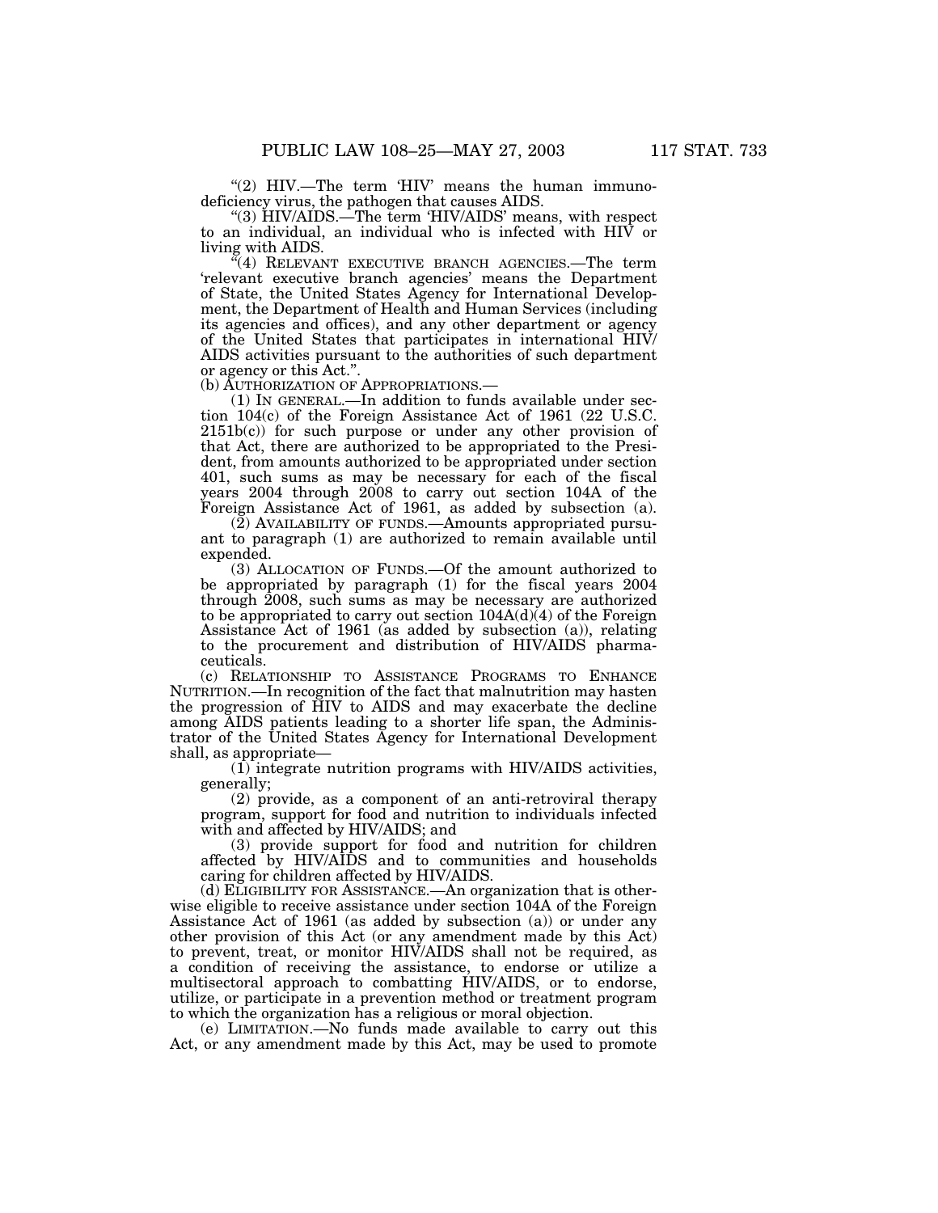"(2) HIV.—The term 'HIV' means the human immunodeficiency virus, the pathogen that causes AIDS.

"(3) HIV/AIDS.—The term 'HIV/AIDS' means, with respect to an individual, an individual who is infected with HIV or living with AIDS.

"(4) RELEVANT EXECUTIVE BRANCH AGENCIES.—The term 'relevant executive branch agencies' means the Department of State, the United States Agency for International Development, the Department of Health and Human Services (including its agencies and offices), and any other department or agency of the United States that participates in international HIV/AIDS activities pursuant to the authorities of such department or agency or this Act.".

(b) AUTHORIZATION OF APPROPRIATIONS.—

(1) IN GENERAL.—In addition to funds available under section 104(c) of the Foreign Assistance Act of 1961 (22 U.S.C. 2151b(c)) for such purpose or under any other provision of that Act, there are authorized to be appropriated to the President, from amounts authorized to be appropriated under section 401, such sums as may be necessary for each of the fiscal years 2004 through 2008 to carry out section 104A of the Foreign Assistance Act of 1961, as added by subsection (a).

(2) AVAILABILITY OF FUNDS.—Amounts appropriated pursuant to paragraph (1) are authorized to remain available until expended.

(3) ALLOCATION OF FUNDS.—Of the amount authorized to be appropriated by paragraph (1) for the fiscal years 2004 through 2008, such sums as may be necessary are authorized to be appropriated to carry out section 104A(d)(4) of the Foreign Assistance Act of 1961 (as added by subsection (a)), relating to the procurement and distribution of HIV/AIDS pharmaceuticals.

(c) RELATIONSHIP TO ASSISTANCE PROGRAMS TO ENHANCE NUTRITION.—In recognition of the fact that malnutrition may hasten the progression of HIV to AIDS and may exacerbate the decline among AIDS patients leading to a shorter life span, the Administrator of the United States Agency for International Development shall, as appropriate—

(1) integrate nutrition programs with HIV/AIDS activities, generally;

(2) provide, as a component of an anti-retroviral therapy program, support for food and nutrition to individuals infected with and affected by HIV/AIDS; and

(3) provide support for food and nutrition for children affected by HIV/AIDS and to communities and households caring for children affected by HIV/AIDS.

(d) ELIGIBILITY FOR ASSISTANCE.—An organization that is otherwise eligible to receive assistance under section 104A of the Foreign Assistance Act of 1961 (as added by subsection (a)) or under any other provision of this Act (or any amendment made by this Act) to prevent, treat, or monitor HIV/AIDS shall not be required, as a condition of receiving the assistance, to endorse or utilize a multisectoral approach to combatting HIV/AIDS, or to endorse, utilize, or participate in a prevention method or treatment program to which the organization has a religious or moral objection.

(e) LIMITATION.—No funds made available to carry out this Act, or any amendment made by this Act, may be used to promote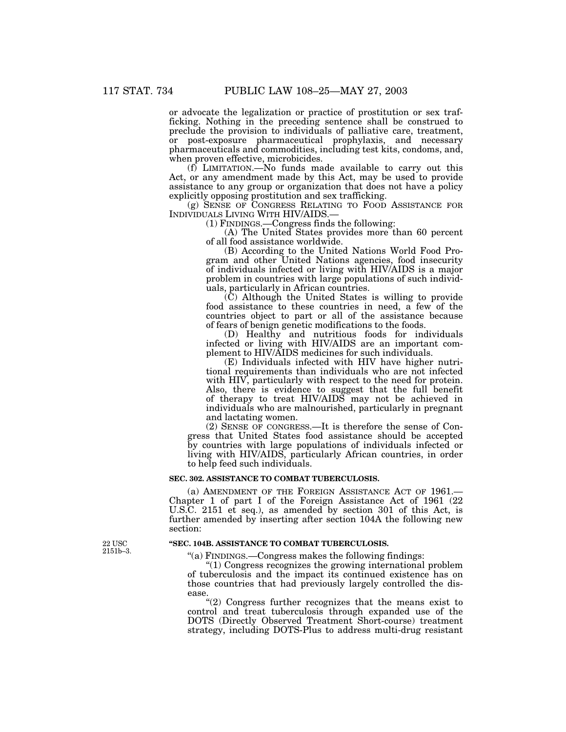or advocate the legalization or practice of prostitution or sex trafficking. Nothing in the preceding sentence shall be construed to preclude the provision to individuals of palliative care, treatment, or post-exposure pharmaceutical prophylaxis, and necessary pharmaceuticals and commodities, including test kits, condoms, and, when proven effective, microbicides.

(f) LIMITATION.—No funds made available to carry out this Act, or any amendment made by this Act, may be used to provide assistance to any group or organization that does not have a policy explicitly opposing prostitution and sex trafficking.

(g) SENSE OF CONGRESS RELATING TO FOOD ASSISTANCE FOR INDIVIDUALS LIVING WITH HIV/AIDS.—

(1) FINDINGS.—Congress finds the following:

(A) The United States provides more than 60 percent of all food assistance worldwide.

(B) According to the United Nations World Food Program and other United Nations agencies, food insecurity of individuals infected or living with HIV/AIDS is a major problem in countries with large populations of such individuals, particularly in African countries.

(C) Although the United States is willing to provide food assistance to these countries in need, a few of the countries object to part or all of the assistance because of fears of benign genetic modifications to the foods.

(D) Healthy and nutritious foods for individuals infected or living with HIV/AIDS are an important complement to HIV/AIDS medicines for such individuals.

(E) Individuals infected with HIV have higher nutritional requirements than individuals who are not infected with HIV, particularly with respect to the need for protein. Also, there is evidence to suggest that the full benefit of therapy to treat HIV/AIDS may not be achieved in individuals who are malnourished, particularly in pregnant and lactating women.

(2) SENSE OF CONGRESS.—It is therefore the sense of Congress that United States food assistance should be accepted by countries with large populations of individuals infected or living with HIV/AIDS, particularly African countries, in order to help feed such individuals.

**SEC. 302. ASSISTANCE TO COMBAT TUBERCULOSIS.**

(a) AMENDMENT OF THE FOREIGN ASSISTANCE ACT OF 1961.—Chapter 1 of part I of the Foreign Assistance Act of 1961 (22 U.S.C. 2151 et seq.), as amended by section 301 of this Act, is further amended by inserting after section 104A the following new section:

22 USC 2151b–3.

**"SEC. 104B. ASSISTANCE TO COMBAT TUBERCULOSIS.**

"(a) FINDINGS.—Congress makes the following findings:

"(1) Congress recognizes the growing international problem of tuberculosis and the impact its continued existence has on those countries that had previously largely controlled the disease.

"(2) Congress further recognizes that the means exist to control and treat tuberculosis through expanded use of the DOTS (Directly Observed Treatment Short-course) treatment strategy, including DOTS-Plus to address multi-drug resistant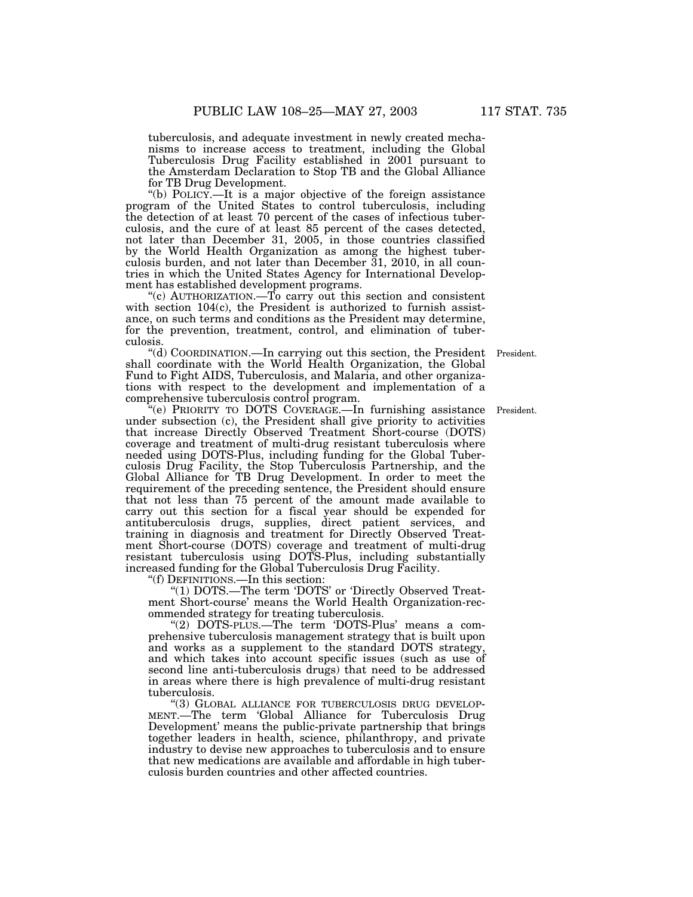tuberculosis, and adequate investment in newly created mechanisms to increase access to treatment, including the Global Tuberculosis Drug Facility established in 2001 pursuant to the Amsterdam Declaration to Stop TB and the Global Alliance for TB Drug Development.

"(b) POLICY.—It is a major objective of the foreign assistance program of the United States to control tuberculosis, including the detection of at least 70 percent of the cases of infectious tuberculosis, and the cure of at least 85 percent of the cases detected, not later than December 31, 2005, in those countries classified by the World Health Organization as among the highest tuberculosis burden, and not later than December 31, 2010, in all countries in which the United States Agency for International Development has established development programs.

"(c) AUTHORIZATION.—To carry out this section and consistent with section 104(c), the President is authorized to furnish assistance, on such terms and conditions as the President may determine, for the prevention, treatment, control, and elimination of tuberculosis.

President.

"(d) COORDINATION.—In carrying out this section, the President shall coordinate with the World Health Organization, the Global Fund to Fight AIDS, Tuberculosis, and Malaria, and other organizations with respect to the development and implementation of a comprehensive tuberculosis control program.

President.

"(e) PRIORITY TO DOTS COVERAGE.—In furnishing assistance under subsection (c), the President shall give priority to activities that increase Directly Observed Treatment Short-course (DOTS) coverage and treatment of multi-drug resistant tuberculosis where needed using DOTS-Plus, including funding for the Global Tuberculosis Drug Facility, the Stop Tuberculosis Partnership, and the Global Alliance for TB Drug Development. In order to meet the requirement of the preceding sentence, the President should ensure that not less than 75 percent of the amount made available to carry out this section for a fiscal year should be expended for antituberculosis drugs, supplies, direct patient services, and training in diagnosis and treatment for Directly Observed Treatment Short-course (DOTS) coverage and treatment of multi-drug resistant tuberculosis using DOTS-Plus, including substantially increased funding for the Global Tuberculosis Drug Facility.

"(f) DEFINITIONS.—In this section:

"(1) DOTS.—The term 'DOTS' or 'Directly Observed Treatment Short-course' means the World Health Organization-recommended strategy for treating tuberculosis.

"(2) DOTS-PLUS.—The term 'DOTS-Plus' means a comprehensive tuberculosis management strategy that is built upon and works as a supplement to the standard DOTS strategy, and which takes into account specific issues (such as use of second line anti-tuberculosis drugs) that need to be addressed in areas where there is high prevalence of multi-drug resistant tuberculosis.

"(3) GLOBAL ALLIANCE FOR TUBERCULOSIS DRUG DEVELOPMENT.—The term 'Global Alliance for Tuberculosis Drug Development' means the public-private partnership that brings together leaders in health, science, philanthropy, and private industry to devise new approaches to tuberculosis and to ensure that new medications are available and affordable in high tuberculosis burden countries and other affected countries.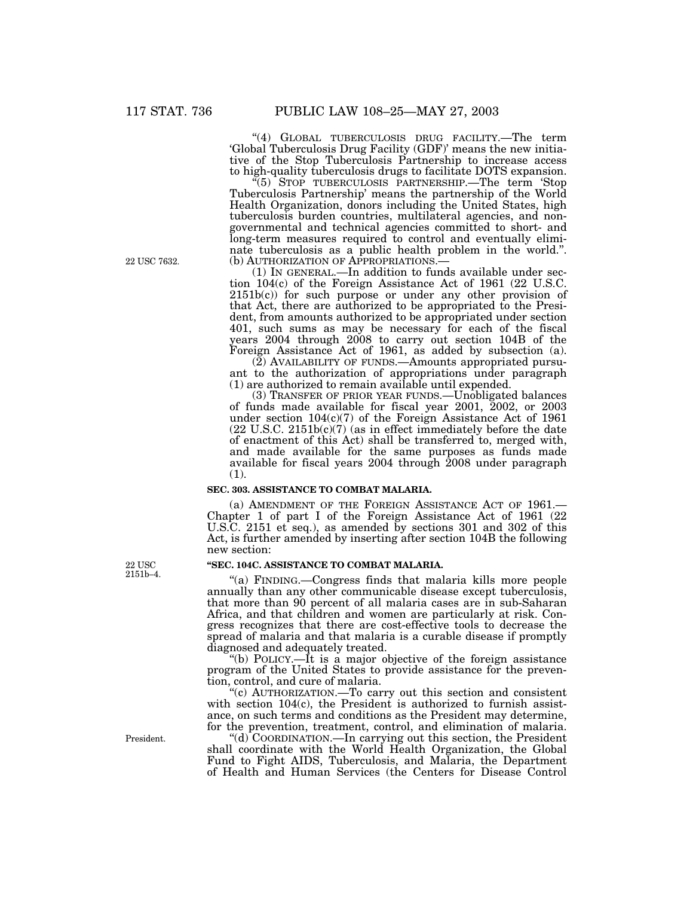"(4) GLOBAL TUBERCULOSIS DRUG FACILITY.—The term 'Global Tuberculosis Drug Facility (GDF)' means the new initiative of the Stop Tuberculosis Partnership to increase access to high-quality tuberculosis drugs to facilitate DOTS expansion.

"(5) STOP TUBERCULOSIS PARTNERSHIP.—The term 'Stop Tuberculosis Partnership' means the partnership of the World Health Organization, donors including the United States, high tuberculosis burden countries, multilateral agencies, and nongovernmental and technical agencies committed to short- and long-term measures required to control and eventually eliminate tuberculosis as a public health problem in the world.".

22 USC 7632.

(b) AUTHORIZATION OF APPROPRIATIONS.—

(1) IN GENERAL.—In addition to funds available under section 104(c) of the Foreign Assistance Act of 1961 (22 U.S.C. 2151b(c)) for such purpose or under any other provision of that Act, there are authorized to be appropriated to the President, from amounts authorized to be appropriated under section 401, such sums as may be necessary for each of the fiscal years 2004 through 2008 to carry out section 104B of the Foreign Assistance Act of 1961, as added by subsection (a).

(2) AVAILABILITY OF FUNDS.—Amounts appropriated pursuant to the authorization of appropriations under paragraph (1) are authorized to remain available until expended.

(3) TRANSFER OF PRIOR YEAR FUNDS.—Unobligated balances of funds made available for fiscal year 2001, 2002, or 2003 under section 104(c)(7) of the Foreign Assistance Act of 1961 (22 U.S.C. 2151b(c)(7) (as in effect immediately before the date of enactment of this Act) shall be transferred to, merged with, and made available for the same purposes as funds made available for fiscal years 2004 through 2008 under paragraph (1).

**SEC. 303. ASSISTANCE TO COMBAT MALARIA.**

(a) AMENDMENT OF THE FOREIGN ASSISTANCE ACT OF 1961.—Chapter 1 of part I of the Foreign Assistance Act of 1961 (22 U.S.C. 2151 et seq.), as amended by sections 301 and 302 of this Act, is further amended by inserting after section 104B the following new section:

22 USC 2151b–4.

**"SEC. 104C. ASSISTANCE TO COMBAT MALARIA.**

"(a) FINDING.—Congress finds that malaria kills more people annually than any other communicable disease except tuberculosis, that more than 90 percent of all malaria cases are in sub-Saharan Africa, and that children and women are particularly at risk. Congress recognizes that there are cost-effective tools to decrease the spread of malaria and that malaria is a curable disease if promptly diagnosed and adequately treated.

"(b) POLICY.—It is a major objective of the foreign assistance program of the United States to provide assistance for the prevention, control, and cure of malaria.

"(c) AUTHORIZATION.—To carry out this section and consistent with section 104(c), the President is authorized to furnish assistance, on such terms and conditions as the President may determine, for the prevention, treatment, control, and elimination of malaria.

President.

"(d) COORDINATION.—In carrying out this section, the President shall coordinate with the World Health Organization, the Global Fund to Fight AIDS, Tuberculosis, and Malaria, the Department of Health and Human Services (the Centers for Disease Control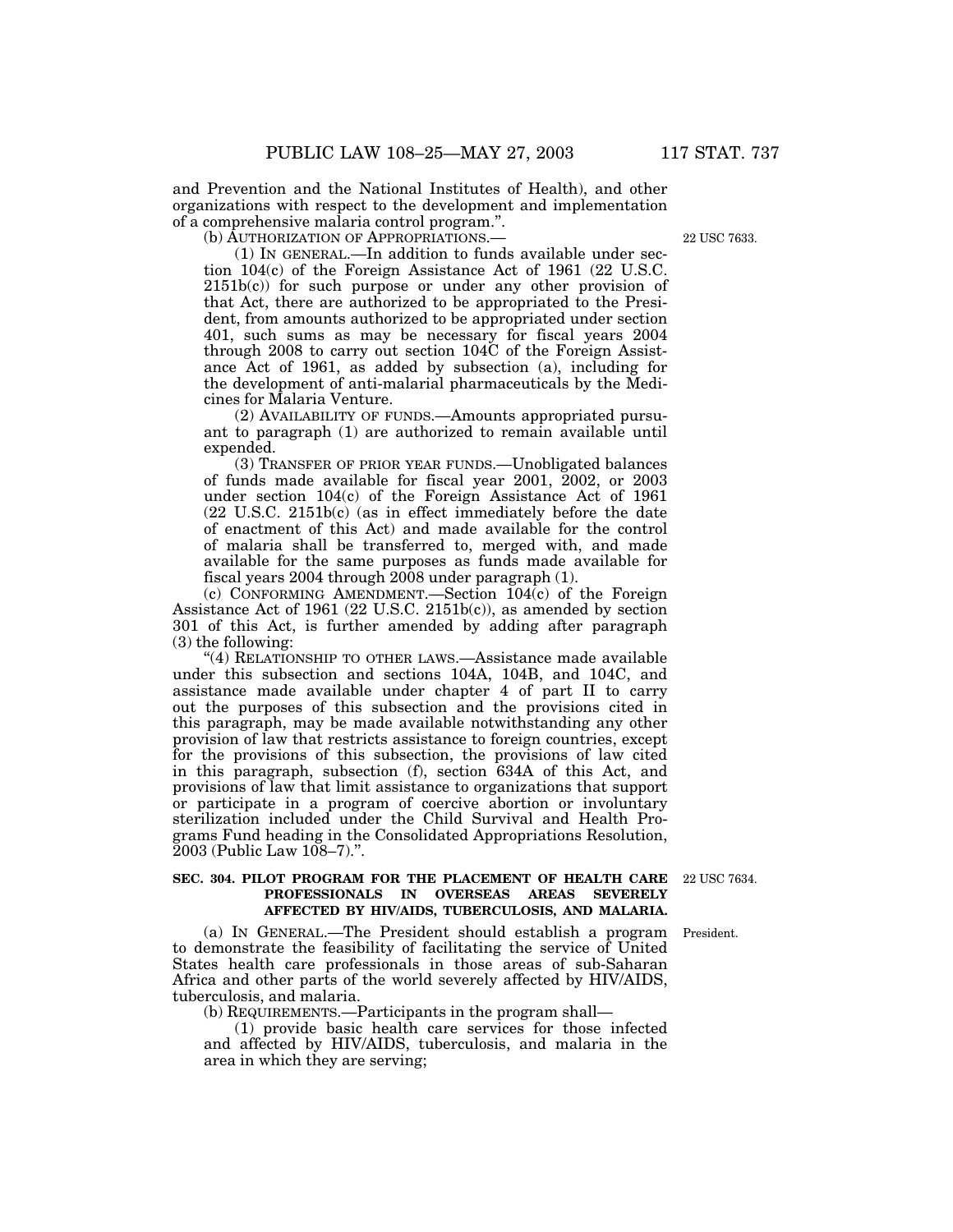and Prevention and the National Institutes of Health), and other organizations with respect to the development and implementation of a comprehensive malaria control program.".

(b) AUTHORIZATION OF APPROPRIATIONS.—

22 USC 7633.

(1) IN GENERAL.—In addition to funds available under section 104(c) of the Foreign Assistance Act of 1961 (22 U.S.C. 2151b(c)) for such purpose or under any other provision of that Act, there are authorized to be appropriated to the President, from amounts authorized to be appropriated under section 401, such sums as may be necessary for fiscal years 2004 through 2008 to carry out section 104C of the Foreign Assistance Act of 1961, as added by subsection (a), including for the development of anti-malarial pharmaceuticals by the Medicines for Malaria Venture.

(2) AVAILABILITY OF FUNDS.—Amounts appropriated pursuant to paragraph (1) are authorized to remain available until expended.

(3) TRANSFER OF PRIOR YEAR FUNDS.—Unobligated balances of funds made available for fiscal year 2001, 2002, or 2003 under section 104(c) of the Foreign Assistance Act of 1961 (22 U.S.C. 2151b(c) (as in effect immediately before the date of enactment of this Act) and made available for the control of malaria shall be transferred to, merged with, and made available for the same purposes as funds made available for fiscal years 2004 through 2008 under paragraph (1).

(c) CONFORMING AMENDMENT.—Section 104(c) of the Foreign Assistance Act of 1961 (22 U.S.C. 2151b(c)), as amended by section 301 of this Act, is further amended by adding after paragraph (3) the following:

"(4) RELATIONSHIP TO OTHER LAWS.—Assistance made available under this subsection and sections 104A, 104B, and 104C, and assistance made available under chapter 4 of part II to carry out the purposes of this subsection and the provisions cited in this paragraph, may be made available notwithstanding any other provision of law that restricts assistance to foreign countries, except for the provisions of this subsection, the provisions of law cited in this paragraph, subsection (f), section 634A of this Act, and provisions of law that limit assistance to organizations that support or participate in a program of coercive abortion or involuntary sterilization included under the Child Survival and Health Programs Fund heading in the Consolidated Appropriations Resolution, 2003 (Public Law 108–7).".

**SEC. 304. PILOT PROGRAM FOR THE PLACEMENT OF HEALTH CARE PROFESSIONALS IN OVERSEAS AREAS SEVERELY AFFECTED BY HIV/AIDS, TUBERCULOSIS, AND MALARIA.**

22 USC 7634.

President.

(a) IN GENERAL.—The President should establish a program to demonstrate the feasibility of facilitating the service of United States health care professionals in those areas of sub-Saharan Africa and other parts of the world severely affected by HIV/AIDS, tuberculosis, and malaria.

(b) REQUIREMENTS.—Participants in the program shall—

(1) provide basic health care services for those infected and affected by HIV/AIDS, tuberculosis, and malaria in the area in which they are serving;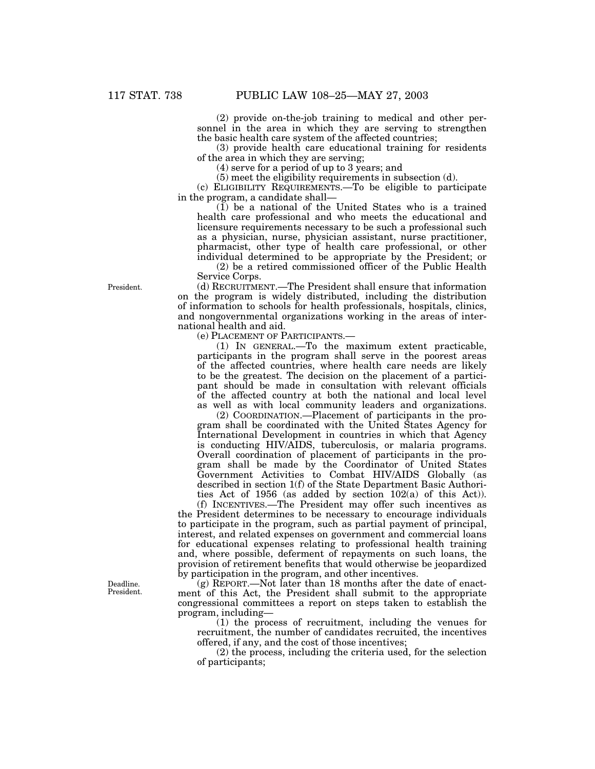(2) provide on-the-job training to medical and other personnel in the area in which they are serving to strengthen the basic health care system of the affected countries;

(3) provide health care educational training for residents of the area in which they are serving;

(4) serve for a period of up to 3 years; and

(5) meet the eligibility requirements in subsection (d).

(c) ELIGIBILITY REQUIREMENTS.—To be eligible to participate in the program, a candidate shall—

(1) be a national of the United States who is a trained health care professional and who meets the educational and licensure requirements necessary to be such a professional such as a physician, nurse, physician assistant, nurse practitioner, pharmacist, other type of health care professional, or other individual determined to be appropriate by the President; or

(2) be a retired commissioned officer of the Public Health Service Corps.

President.

(d) RECRUITMENT.—The President shall ensure that information on the program is widely distributed, including the distribution of information to schools for health professionals, hospitals, clinics, and nongovernmental organizations working in the areas of international health and aid.

(e) PLACEMENT OF PARTICIPANTS.—

(1) IN GENERAL.—To the maximum extent practicable, participants in the program shall serve in the poorest areas of the affected countries, where health care needs are likely to be the greatest. The decision on the placement of a participant should be made in consultation with relevant officials of the affected country at both the national and local level as well as with local community leaders and organizations.

(2) COORDINATION.—Placement of participants in the program shall be coordinated with the United States Agency for International Development in countries in which that Agency is conducting HIV/AIDS, tuberculosis, or malaria programs. Overall coordination of placement of participants in the program shall be made by the Coordinator of United States Government Activities to Combat HIV/AIDS Globally (as described in section 1(f) of the State Department Basic Authorities Act of 1956 (as added by section 102(a) of this Act)).

(f) INCENTIVES.—The President may offer such incentives as the President determines to be necessary to encourage individuals to participate in the program, such as partial payment of principal, interest, and related expenses on government and commercial loans for educational expenses relating to professional health training and, where possible, deferment of repayments on such loans, the provision of retirement benefits that would otherwise be jeopardized by participation in the program, and other incentives.

Deadline.
President.

(g) REPORT.—Not later than 18 months after the date of enactment of this Act, the President shall submit to the appropriate congressional committees a report on steps taken to establish the program, including—

(1) the process of recruitment, including the venues for recruitment, the number of candidates recruited, the incentives offered, if any, and the cost of those incentives;

(2) the process, including the criteria used, for the selection of participants;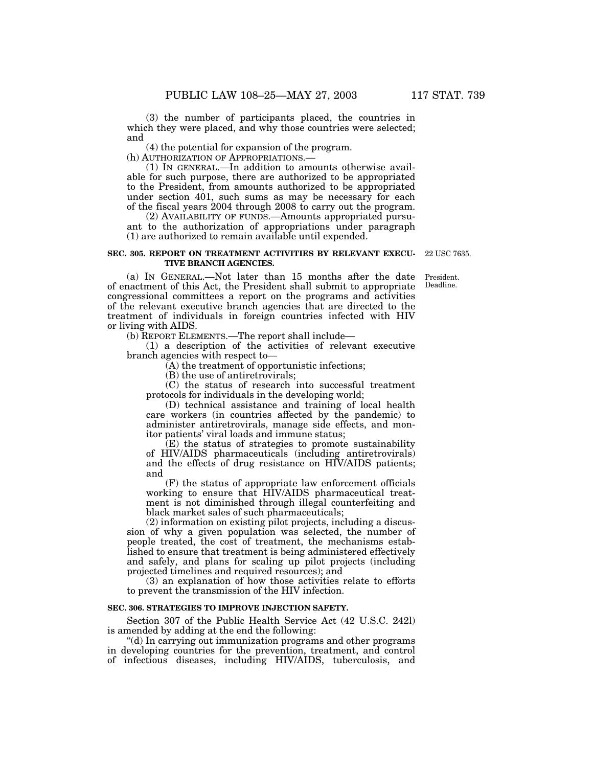(3) the number of participants placed, the countries in which they were placed, and why those countries were selected; and

(4) the potential for expansion of the program.

(h) AUTHORIZATION OF APPROPRIATIONS.—

(1) IN GENERAL.—In addition to amounts otherwise available for such purpose, there are authorized to be appropriated to the President, from amounts authorized to be appropriated under section 401, such sums as may be necessary for each of the fiscal years 2004 through 2008 to carry out the program.

(2) AVAILABILITY OF FUNDS.—Amounts appropriated pursuant to the authorization of appropriations under paragraph (1) are authorized to remain available until expended.

**SEC. 305. REPORT ON TREATMENT ACTIVITIES BY RELEVANT EXECUTIVE BRANCH AGENCIES.**

22 USC 7635.

President. Deadline.

(a) IN GENERAL.—Not later than 15 months after the date of enactment of this Act, the President shall submit to appropriate congressional committees a report on the programs and activities of the relevant executive branch agencies that are directed to the treatment of individuals in foreign countries infected with HIV or living with AIDS.

(b) REPORT ELEMENTS.—The report shall include—

(1) a description of the activities of relevant executive branch agencies with respect to—

(A) the treatment of opportunistic infections;

(B) the use of antiretrovirals;

(C) the status of research into successful treatment protocols for individuals in the developing world;

(D) technical assistance and training of local health care workers (in countries affected by the pandemic) to administer antiretrovirals, manage side effects, and monitor patients' viral loads and immune status;

(E) the status of strategies to promote sustainability of HIV/AIDS pharmaceuticals (including antiretrovirals) and the effects of drug resistance on HIV/AIDS patients; and

(F) the status of appropriate law enforcement officials working to ensure that HIV/AIDS pharmaceutical treatment is not diminished through illegal counterfeiting and black market sales of such pharmaceuticals;

(2) information on existing pilot projects, including a discussion of why a given population was selected, the number of people treated, the cost of treatment, the mechanisms established to ensure that treatment is being administered effectively and safely, and plans for scaling up pilot projects (including projected timelines and required resources); and

(3) an explanation of how those activities relate to efforts to prevent the transmission of the HIV infection.

**SEC. 306. STRATEGIES TO IMPROVE INJECTION SAFETY.**

Section 307 of the Public Health Service Act (42 U.S.C. 242l) is amended by adding at the end the following:

"(d) In carrying out immunization programs and other programs in developing countries for the prevention, treatment, and control of infectious diseases, including HIV/AIDS, tuberculosis, and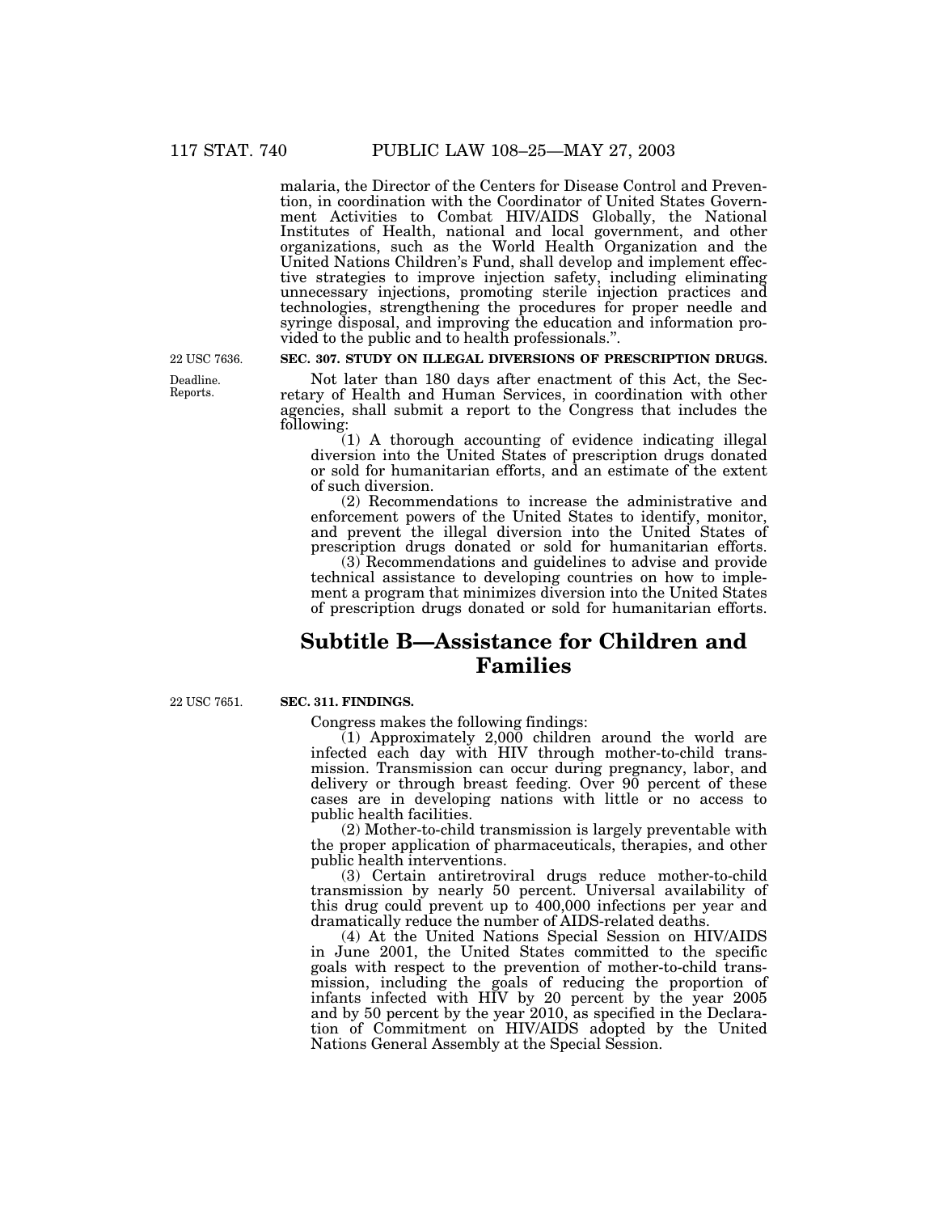malaria, the Director of the Centers for Disease Control and Prevention, in coordination with the Coordinator of United States Government Activities to Combat HIV/AIDS Globally, the National Institutes of Health, national and local government, and other organizations, such as the World Health Organization and the United Nations Children's Fund, shall develop and implement effective strategies to improve injection safety, including eliminating unnecessary injections, promoting sterile injection practices and technologies, strengthening the procedures for proper needle and syringe disposal, and improving the education and information provided to the public and to health professionals.".

22 USC 7636.

**SEC. 307. STUDY ON ILLEGAL DIVERSIONS OF PRESCRIPTION DRUGS.**

Deadline.
Reports.

Not later than 180 days after enactment of this Act, the Secretary of Health and Human Services, in coordination with other agencies, shall submit a report to the Congress that includes the following:

(1) A thorough accounting of evidence indicating illegal diversion into the United States of prescription drugs donated or sold for humanitarian efforts, and an estimate of the extent of such diversion.

(2) Recommendations to increase the administrative and enforcement powers of the United States to identify, monitor, and prevent the illegal diversion into the United States of prescription drugs donated or sold for humanitarian efforts.

(3) Recommendations and guidelines to advise and provide technical assistance to developing countries on how to implement a program that minimizes diversion into the United States of prescription drugs donated or sold for humanitarian efforts.

## Subtitle B—Assistance for Children and Families

22 USC 7651.

**SEC. 311. FINDINGS.**

Congress makes the following findings:

(1) Approximately 2,000 children around the world are infected each day with HIV through mother-to-child transmission. Transmission can occur during pregnancy, labor, and delivery or through breast feeding. Over 90 percent of these cases are in developing nations with little or no access to public health facilities.

(2) Mother-to-child transmission is largely preventable with the proper application of pharmaceuticals, therapies, and other public health interventions.

(3) Certain antiretroviral drugs reduce mother-to-child transmission by nearly 50 percent. Universal availability of this drug could prevent up to 400,000 infections per year and dramatically reduce the number of AIDS-related deaths.

(4) At the United Nations Special Session on HIV/AIDS in June 2001, the United States committed to the specific goals with respect to the prevention of mother-to-child transmission, including the goals of reducing the proportion of infants infected with HIV by 20 percent by the year 2005 and by 50 percent by the year 2010, as specified in the Declaration of Commitment on HIV/AIDS adopted by the United Nations General Assembly at the Special Session.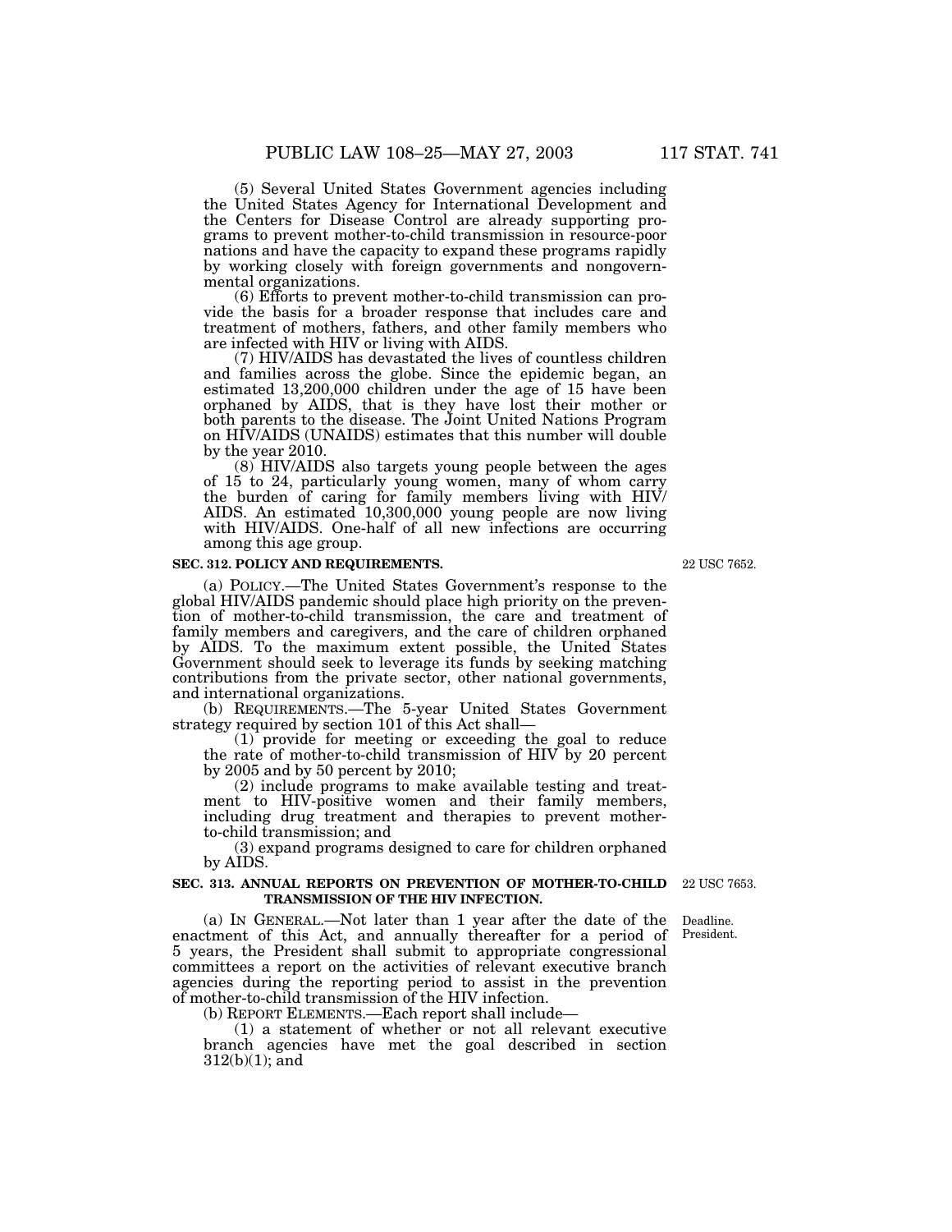(5) Several United States Government agencies including the United States Agency for International Development and the Centers for Disease Control are already supporting programs to prevent mother-to-child transmission in resource-poor nations and have the capacity to expand these programs rapidly by working closely with foreign governments and nongovernmental organizations.

(6) Efforts to prevent mother-to-child transmission can provide the basis for a broader response that includes care and treatment of mothers, fathers, and other family members who are infected with HIV or living with AIDS.

(7) HIV/AIDS has devastated the lives of countless children and families across the globe. Since the epidemic began, an estimated 13,200,000 children under the age of 15 have been orphaned by AIDS, that is they have lost their mother or both parents to the disease. The Joint United Nations Program on HIV/AIDS (UNAIDS) estimates that this number will double by the year 2010.

(8) HIV/AIDS also targets young people between the ages of 15 to 24, particularly young women, many of whom carry the burden of caring for family members living with HIV/AIDS. An estimated 10,300,000 young people are now living with HIV/AIDS. One-half of all new infections are occurring among this age group.

**SEC. 312. POLICY AND REQUIREMENTS.**

22 USC 7652.

(a) POLICY.—The United States Government's response to the global HIV/AIDS pandemic should place high priority on the prevention of mother-to-child transmission, the care and treatment of family members and caregivers, and the care of children orphaned by AIDS. To the maximum extent possible, the United States Government should seek to leverage its funds by seeking matching contributions from the private sector, other national governments, and international organizations.

(b) REQUIREMENTS.—The 5-year United States Government strategy required by section 101 of this Act shall—

(1) provide for meeting or exceeding the goal to reduce the rate of mother-to-child transmission of HIV by 20 percent by 2005 and by 50 percent by 2010;

(2) include programs to make available testing and treatment to HIV-positive women and their family members, including drug treatment and therapies to prevent mother-to-child transmission; and

(3) expand programs designed to care for children orphaned by AIDS.

**SEC. 313. ANNUAL REPORTS ON PREVENTION OF MOTHER-TO-CHILD TRANSMISSION OF THE HIV INFECTION.**

22 USC 7653.

Deadline. President.

(a) IN GENERAL.—Not later than 1 year after the date of the enactment of this Act, and annually thereafter for a period of 5 years, the President shall submit to appropriate congressional committees a report on the activities of relevant executive branch agencies during the reporting period to assist in the prevention of mother-to-child transmission of the HIV infection.

(b) REPORT ELEMENTS.—Each report shall include—

(1) a statement of whether or not all relevant executive branch agencies have met the goal described in section 312(b)(1); and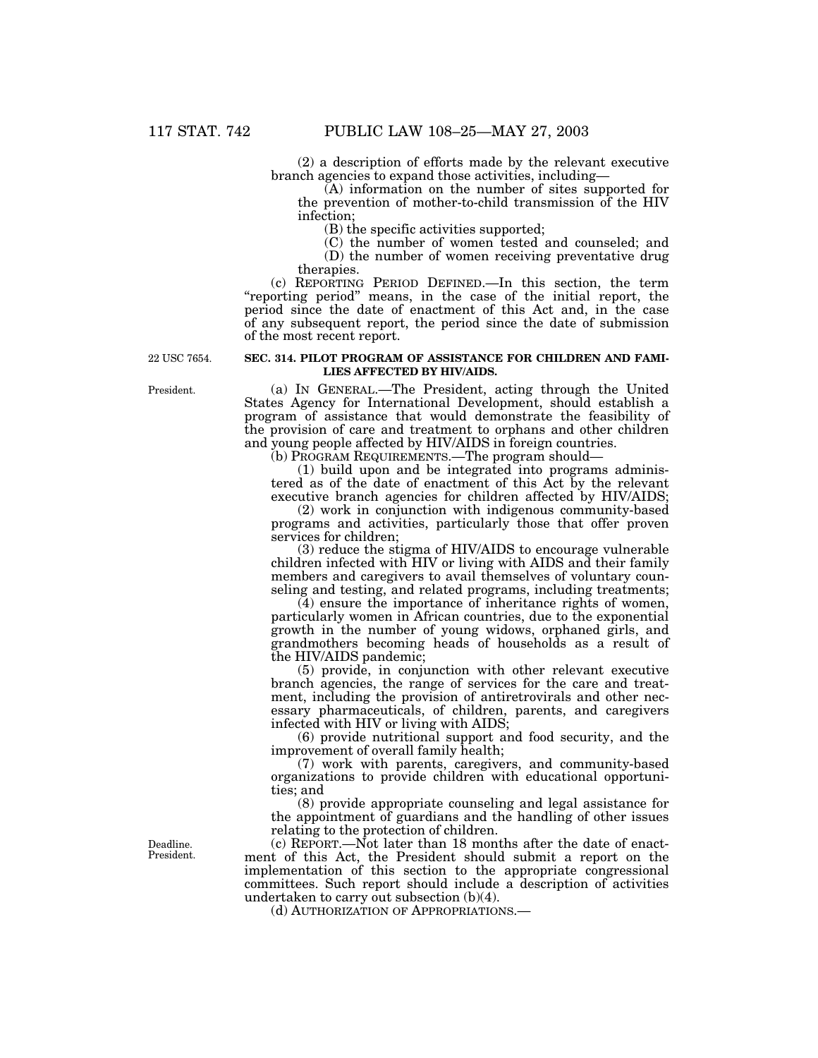(2) a description of efforts made by the relevant executive branch agencies to expand those activities, including—

(A) information on the number of sites supported for the prevention of mother-to-child transmission of the HIV infection;

(B) the specific activities supported;

(C) the number of women tested and counseled; and

(D) the number of women receiving preventative drug therapies.

(c) REPORTING PERIOD DEFINED.—In this section, the term "reporting period" means, in the case of the initial report, the period since the date of enactment of this Act and, in the case of any subsequent report, the period since the date of submission of the most recent report.

22 USC 7654.

**SEC. 314. PILOT PROGRAM OF ASSISTANCE FOR CHILDREN AND FAMILIES AFFECTED BY HIV/AIDS.**

President.

(a) IN GENERAL.—The President, acting through the United States Agency for International Development, should establish a program of assistance that would demonstrate the feasibility of the provision of care and treatment to orphans and other children and young people affected by HIV/AIDS in foreign countries.

(b) PROGRAM REQUIREMENTS.—The program should—

(1) build upon and be integrated into programs administered as of the date of enactment of this Act by the relevant executive branch agencies for children affected by HIV/AIDS;

(2) work in conjunction with indigenous community-based programs and activities, particularly those that offer proven services for children;

(3) reduce the stigma of HIV/AIDS to encourage vulnerable children infected with HIV or living with AIDS and their family members and caregivers to avail themselves of voluntary counseling and testing, and related programs, including treatments;

(4) ensure the importance of inheritance rights of women, particularly women in African countries, due to the exponential growth in the number of young widows, orphaned girls, and grandmothers becoming heads of households as a result of the HIV/AIDS pandemic;

(5) provide, in conjunction with other relevant executive branch agencies, the range of services for the care and treatment, including the provision of antiretrovirals and other necessary pharmaceuticals, of children, parents, and caregivers infected with HIV or living with AIDS;

(6) provide nutritional support and food security, and the improvement of overall family health;

(7) work with parents, caregivers, and community-based organizations to provide children with educational opportunities; and

(8) provide appropriate counseling and legal assistance for the appointment of guardians and the handling of other issues relating to the protection of children.

Deadline. President.

(c) REPORT.—Not later than 18 months after the date of enactment of this Act, the President should submit a report on the implementation of this section to the appropriate congressional committees. Such report should include a description of activities undertaken to carry out subsection (b)(4).

(d) AUTHORIZATION OF APPROPRIATIONS.—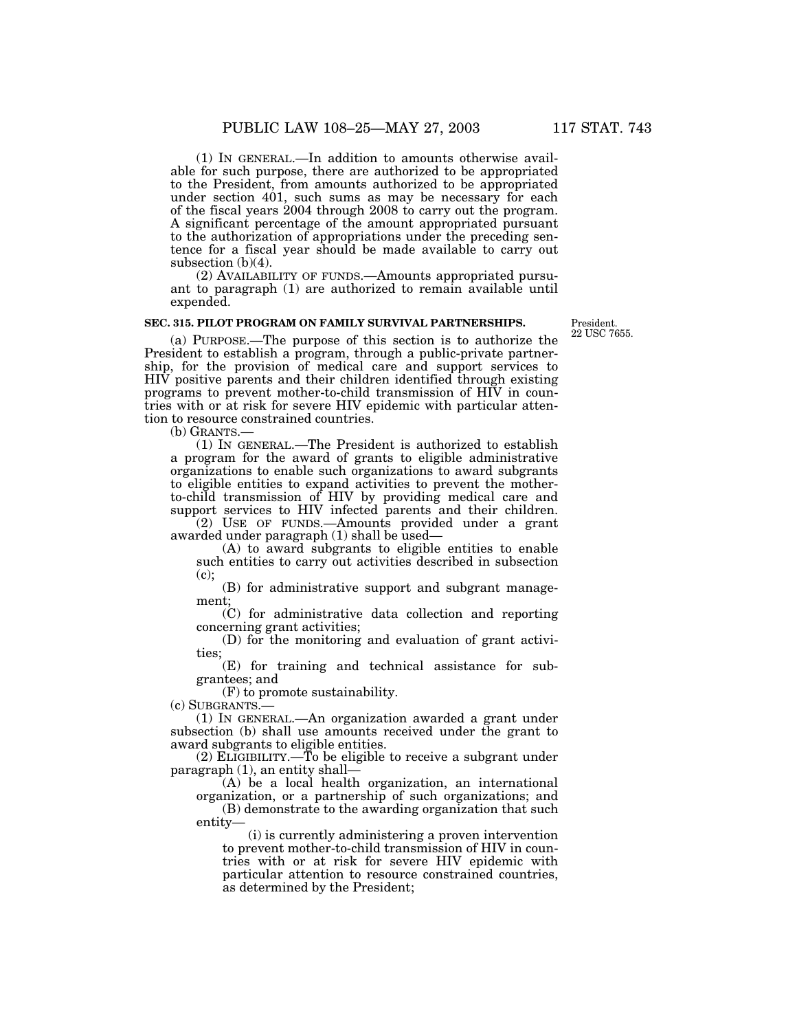(1) IN GENERAL.—In addition to amounts otherwise available for such purpose, there are authorized to be appropriated to the President, from amounts authorized to be appropriated under section 401, such sums as may be necessary for each of the fiscal years 2004 through 2008 to carry out the program. A significant percentage of the amount appropriated pursuant to the authorization of appropriations under the preceding sentence for a fiscal year should be made available to carry out subsection (b)(4).

(2) AVAILABILITY OF FUNDS.—Amounts appropriated pursuant to paragraph (1) are authorized to remain available until expended.

**SEC. 315. PILOT PROGRAM ON FAMILY SURVIVAL PARTNERSHIPS.**

President.
22 USC 7655.

(a) PURPOSE.—The purpose of this section is to authorize the President to establish a program, through a public-private partnership, for the provision of medical care and support services to HIV positive parents and their children identified through existing programs to prevent mother-to-child transmission of HIV in countries with or at risk for severe HIV epidemic with particular attention to resource constrained countries.

(b) GRANTS.—

(1) IN GENERAL.—The President is authorized to establish a program for the award of grants to eligible administrative organizations to enable such organizations to award subgrants to eligible entities to expand activities to prevent the mother-to-child transmission of HIV by providing medical care and support services to HIV infected parents and their children.

(2) USE OF FUNDS.—Amounts provided under a grant awarded under paragraph (1) shall be used—

(A) to award subgrants to eligible entities to enable such entities to carry out activities described in subsection (c);

(B) for administrative support and subgrant management;

(C) for administrative data collection and reporting concerning grant activities;

(D) for the monitoring and evaluation of grant activities;

(E) for training and technical assistance for subgrantees; and

(F) to promote sustainability.

(c) SUBGRANTS.—

(1) IN GENERAL.—An organization awarded a grant under subsection (b) shall use amounts received under the grant to award subgrants to eligible entities.

(2) ELIGIBILITY.—To be eligible to receive a subgrant under paragraph (1), an entity shall—

(A) be a local health organization, an international organization, or a partnership of such organizations; and

(B) demonstrate to the awarding organization that such entity—

(i) is currently administering a proven intervention to prevent mother-to-child transmission of HIV in countries with or at risk for severe HIV epidemic with particular attention to resource constrained countries, as determined by the President;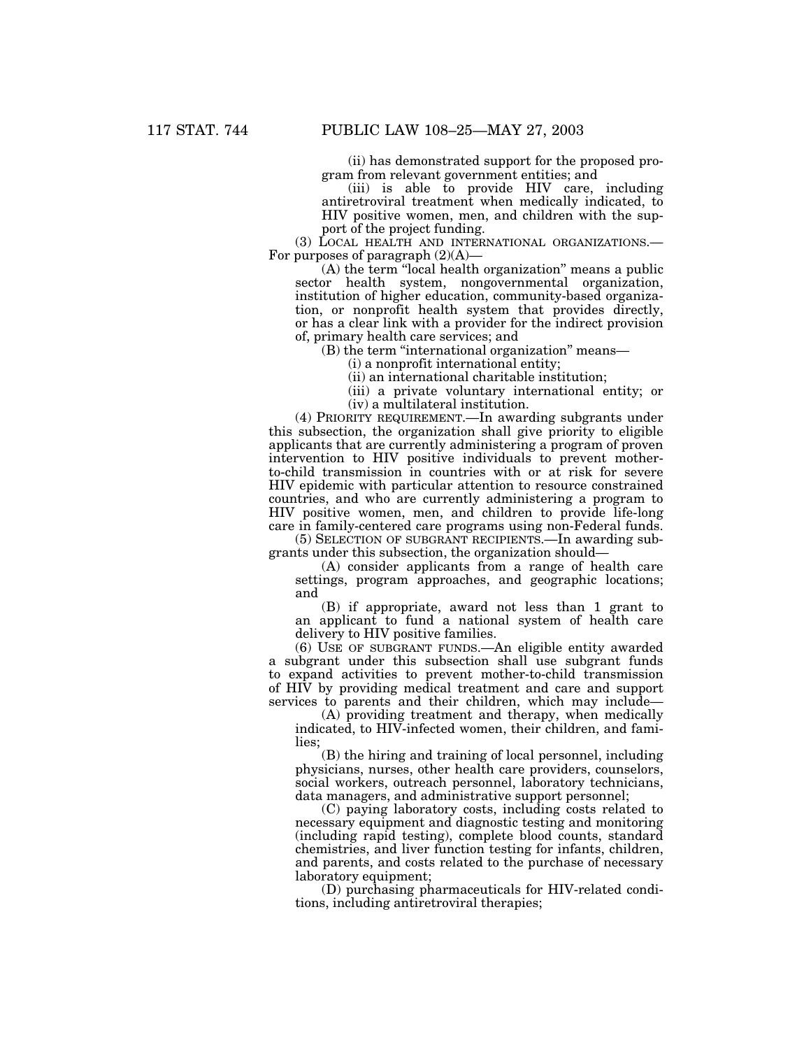(ii) has demonstrated support for the proposed program from relevant government entities; and

(iii) is able to provide HIV care, including antiretroviral treatment when medically indicated, to HIV positive women, men, and children with the support of the project funding.

(3) LOCAL HEALTH AND INTERNATIONAL ORGANIZATIONS.—For purposes of paragraph (2)(A)—

(A) the term "local health organization" means a public sector health system, nongovernmental organization, institution of higher education, community-based organization, or nonprofit health system that provides directly, or has a clear link with a provider for the indirect provision of, primary health care services; and

(B) the term "international organization" means—

(i) a nonprofit international entity;

(ii) an international charitable institution;

(iii) a private voluntary international entity; or

(iv) a multilateral institution.

(4) PRIORITY REQUIREMENT.—In awarding subgrants under this subsection, the organization shall give priority to eligible applicants that are currently administering a program of proven intervention to HIV positive individuals to prevent mother-to-child transmission in countries with or at risk for severe HIV epidemic with particular attention to resource constrained countries, and who are currently administering a program to HIV positive women, men, and children to provide life-long care in family-centered care programs using non-Federal funds.

(5) SELECTION OF SUBGRANT RECIPIENTS.—In awarding subgrants under this subsection, the organization should—

(A) consider applicants from a range of health care settings, program approaches, and geographic locations; and

(B) if appropriate, award not less than 1 grant to an applicant to fund a national system of health care delivery to HIV positive families.

(6) USE OF SUBGRANT FUNDS.—An eligible entity awarded a subgrant under this subsection shall use subgrant funds to expand activities to prevent mother-to-child transmission of HIV by providing medical treatment and care and support services to parents and their children, which may include—

(A) providing treatment and therapy, when medically indicated, to HIV-infected women, their children, and families;

(B) the hiring and training of local personnel, including physicians, nurses, other health care providers, counselors, social workers, outreach personnel, laboratory technicians, data managers, and administrative support personnel;

(C) paying laboratory costs, including costs related to necessary equipment and diagnostic testing and monitoring (including rapid testing), complete blood counts, standard chemistries, and liver function testing for infants, children, and parents, and costs related to the purchase of necessary laboratory equipment;

(D) purchasing pharmaceuticals for HIV-related conditions, including antiretroviral therapies;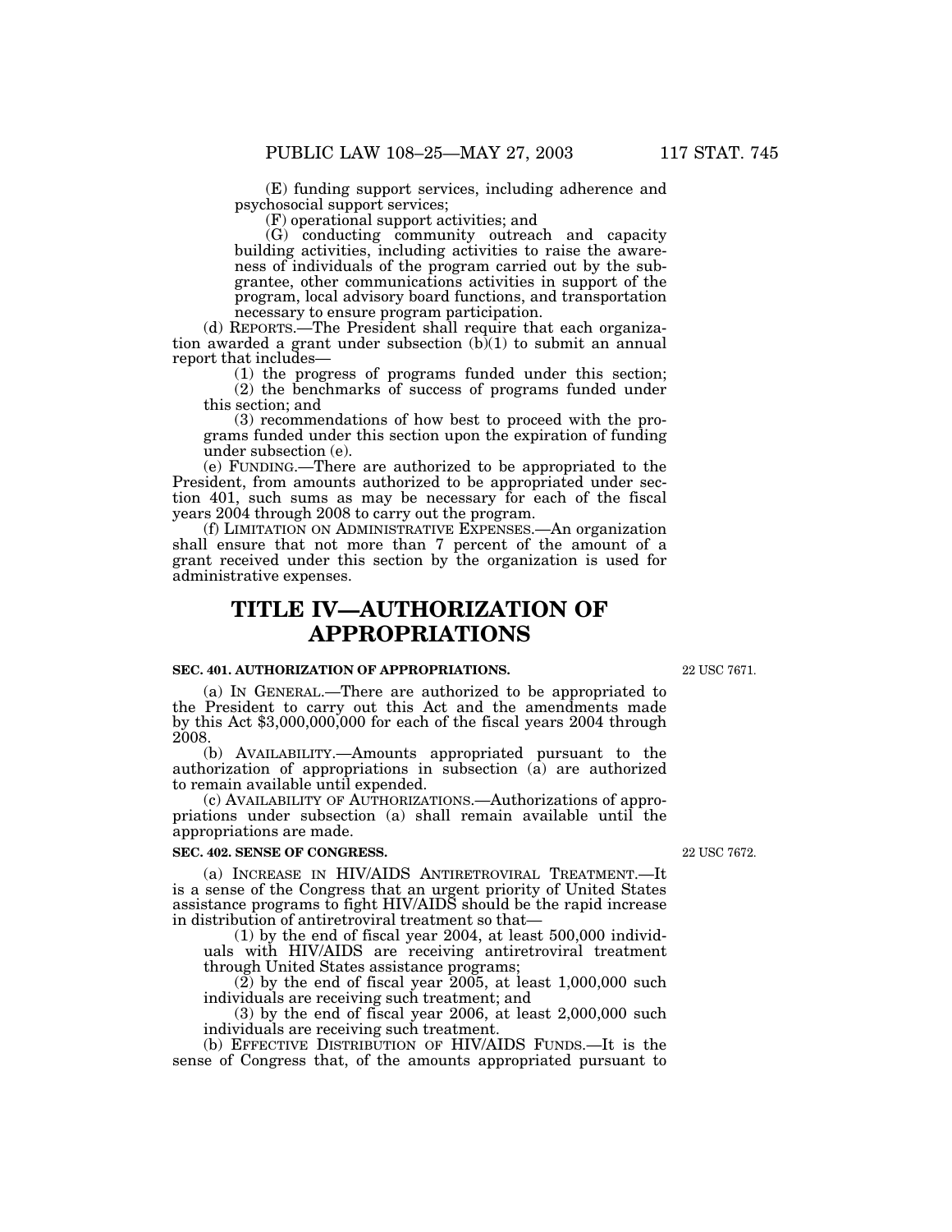(E) funding support services, including adherence and psychosocial support services;

(F) operational support activities; and

(G) conducting community outreach and capacity building activities, including activities to raise the awareness of individuals of the program carried out by the subgrantee, other communications activities in support of the program, local advisory board functions, and transportation necessary to ensure program participation.

(d) REPORTS.—The President shall require that each organization awarded a grant under subsection (b)(1) to submit an annual report that includes—

(1) the progress of programs funded under this section;

(2) the benchmarks of success of programs funded under this section; and

(3) recommendations of how best to proceed with the programs funded under this section upon the expiration of funding under subsection (e).

(e) FUNDING.—There are authorized to be appropriated to the President, from amounts authorized to be appropriated under section 401, such sums as may be necessary for each of the fiscal years 2004 through 2008 to carry out the program.

(f) LIMITATION ON ADMINISTRATIVE EXPENSES.—An organization shall ensure that not more than 7 percent of the amount of a grant received under this section by the organization is used for administrative expenses.

# TITLE IV—AUTHORIZATION OF APPROPRIATIONS

### SEC. 401. AUTHORIZATION OF APPROPRIATIONS.

22 USC 7671.

(a) IN GENERAL.—There are authorized to be appropriated to the President to carry out this Act and the amendments made by this Act $3,000,000,000 for each of the fiscal years 2004 through 2008.

(b) AVAILABILITY.—Amounts appropriated pursuant to the authorization of appropriations in subsection (a) are authorized to remain available until expended.

(c) AVAILABILITY OF AUTHORIZATIONS.—Authorizations of appropriations under subsection (a) shall remain available until the appropriations are made.

### SEC. 402. SENSE OF CONGRESS.

22 USC 7672.

(a) INCREASE IN HIV/AIDS ANTIRETROVIRAL TREATMENT.—It is a sense of the Congress that an urgent priority of United States assistance programs to fight HIV/AIDS should be the rapid increase in distribution of antiretroviral treatment so that—

(1) by the end of fiscal year 2004, at least 500,000 individuals with HIV/AIDS are receiving antiretroviral treatment through United States assistance programs;

(2) by the end of fiscal year 2005, at least 1,000,000 such individuals are receiving such treatment; and

(3) by the end of fiscal year 2006, at least 2,000,000 such individuals are receiving such treatment.

(b) EFFECTIVE DISTRIBUTION OF HIV/AIDS FUNDS.—It is the sense of Congress that, of the amounts appropriated pursuant to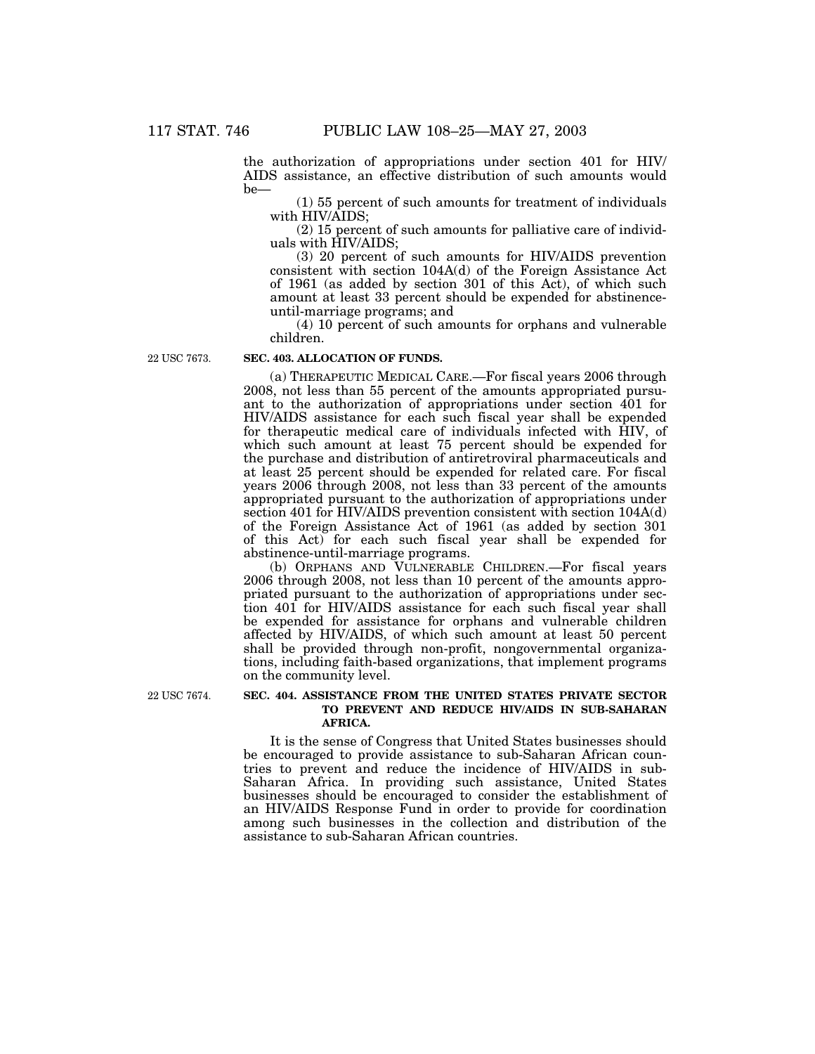the authorization of appropriations under section 401 for HIV/AIDS assistance, an effective distribution of such amounts would be—

(1) 55 percent of such amounts for treatment of individuals with HIV/AIDS;

(2) 15 percent of such amounts for palliative care of individuals with HIV/AIDS;

(3) 20 percent of such amounts for HIV/AIDS prevention consistent with section 104A(d) of the Foreign Assistance Act of 1961 (as added by section 301 of this Act), of which such amount at least 33 percent should be expended for abstinence-until-marriage programs; and

(4) 10 percent of such amounts for orphans and vulnerable children.

22 USC 7673.

**SEC. 403. ALLOCATION OF FUNDS.**

(a) THERAPEUTIC MEDICAL CARE.—For fiscal years 2006 through 2008, not less than 55 percent of the amounts appropriated pursuant to the authorization of appropriations under section 401 for HIV/AIDS assistance for each such fiscal year shall be expended for therapeutic medical care of individuals infected with HIV, of which such amount at least 75 percent should be expended for the purchase and distribution of antiretroviral pharmaceuticals and at least 25 percent should be expended for related care. For fiscal years 2006 through 2008, not less than 33 percent of the amounts appropriated pursuant to the authorization of appropriations under section 401 for HIV/AIDS prevention consistent with section 104A(d) of the Foreign Assistance Act of 1961 (as added by section 301 of this Act) for each such fiscal year shall be expended for abstinence-until-marriage programs.

(b) ORPHANS AND VULNERABLE CHILDREN.—For fiscal years 2006 through 2008, not less than 10 percent of the amounts appropriated pursuant to the authorization of appropriations under section 401 for HIV/AIDS assistance for each such fiscal year shall be expended for assistance for orphans and vulnerable children affected by HIV/AIDS, of which such amount at least 50 percent shall be provided through non-profit, nongovernmental organizations, including faith-based organizations, that implement programs on the community level.

22 USC 7674.

**SEC. 404. ASSISTANCE FROM THE UNITED STATES PRIVATE SECTOR TO PREVENT AND REDUCE HIV/AIDS IN SUB-SAHARAN AFRICA.**

It is the sense of Congress that United States businesses should be encouraged to provide assistance to sub-Saharan African countries to prevent and reduce the incidence of HIV/AIDS in sub-Saharan Africa. In providing such assistance, United States businesses should be encouraged to consider the establishment of an HIV/AIDS Response Fund in order to provide for coordination among such businesses in the collection and distribution of the assistance to sub-Saharan African countries.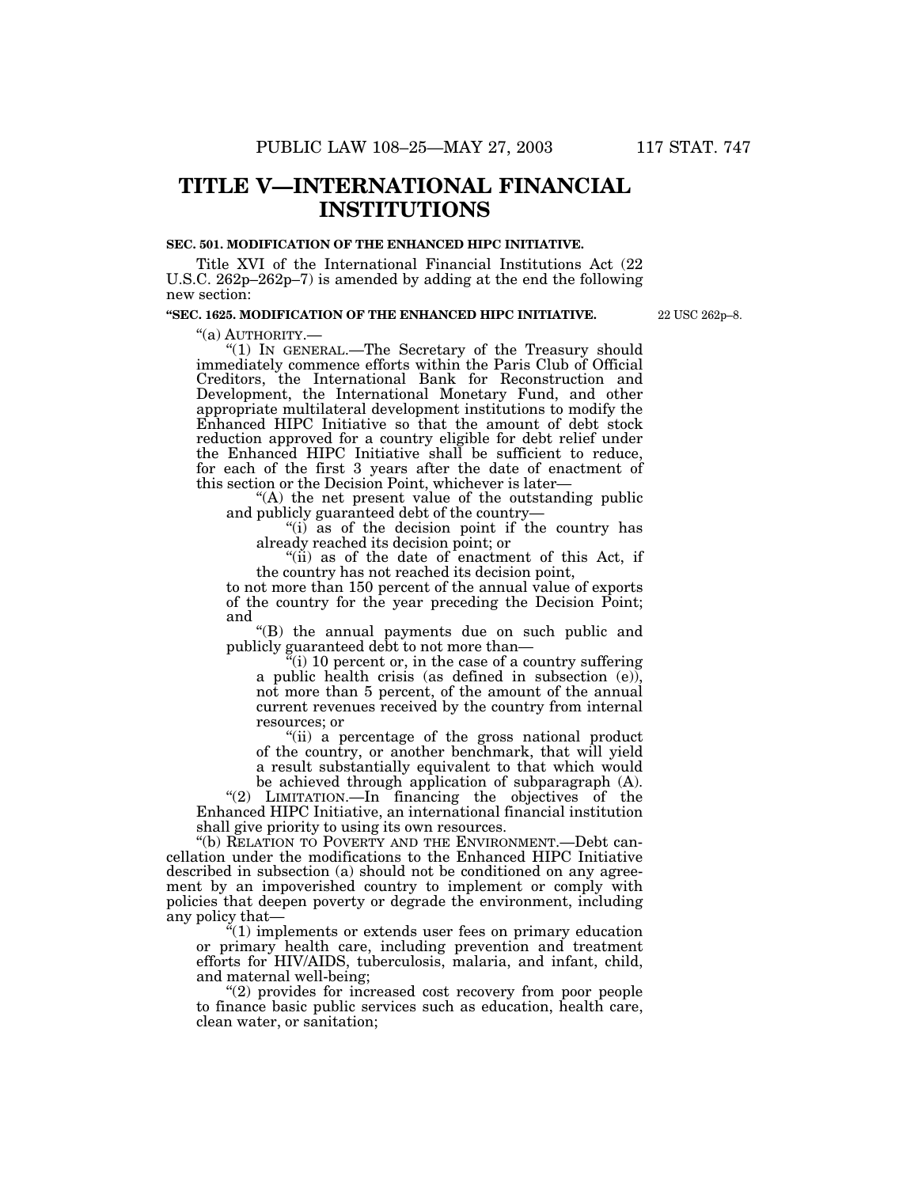# TITLE V—INTERNATIONAL FINANCIAL INSTITUTIONS

**SEC. 501. MODIFICATION OF THE ENHANCED HIPC INITIATIVE.**

Title XVI of the International Financial Institutions Act (22 U.S.C. 262p–262p–7) is amended by adding at the end the following new section:

**"SEC. 1625. MODIFICATION OF THE ENHANCED HIPC INITIATIVE.**

22 USC 262p–8.

"(a) AUTHORITY.—

"(1) IN GENERAL.—The Secretary of the Treasury should immediately commence efforts within the Paris Club of Official Creditors, the International Bank for Reconstruction and Development, the International Monetary Fund, and other appropriate multilateral development institutions to modify the Enhanced HIPC Initiative so that the amount of debt stock reduction approved for a country eligible for debt relief under the Enhanced HIPC Initiative shall be sufficient to reduce, for each of the first 3 years after the date of enactment of this section or the Decision Point, whichever is later—

"(A) the net present value of the outstanding public and publicly guaranteed debt of the country—

"(i) as of the decision point if the country has already reached its decision point; or

"(ii) as of the date of enactment of this Act, if the country has not reached its decision point,

to not more than 150 percent of the annual value of exports of the country for the year preceding the Decision Point; and

"(B) the annual payments due on such public and publicly guaranteed debt to not more than—

"(i) 10 percent or, in the case of a country suffering a public health crisis (as defined in subsection (e)), not more than 5 percent, of the amount of the annual current revenues received by the country from internal resources; or

"(ii) a percentage of the gross national product of the country, or another benchmark, that will yield a result substantially equivalent to that which would be achieved through application of subparagraph (A).

"(2) LIMITATION.—In financing the objectives of the Enhanced HIPC Initiative, an international financial institution shall give priority to using its own resources.

"(b) RELATION TO POVERTY AND THE ENVIRONMENT.—Debt cancellation under the modifications to the Enhanced HIPC Initiative described in subsection (a) should not be conditioned on any agreement by an impoverished country to implement or comply with policies that deepen poverty or degrade the environment, including any policy that—

"(1) implements or extends user fees on primary education or primary health care, including prevention and treatment efforts for HIV/AIDS, tuberculosis, malaria, and infant, child, and maternal well-being;

"(2) provides for increased cost recovery from poor people to finance basic public services such as education, health care, clean water, or sanitation;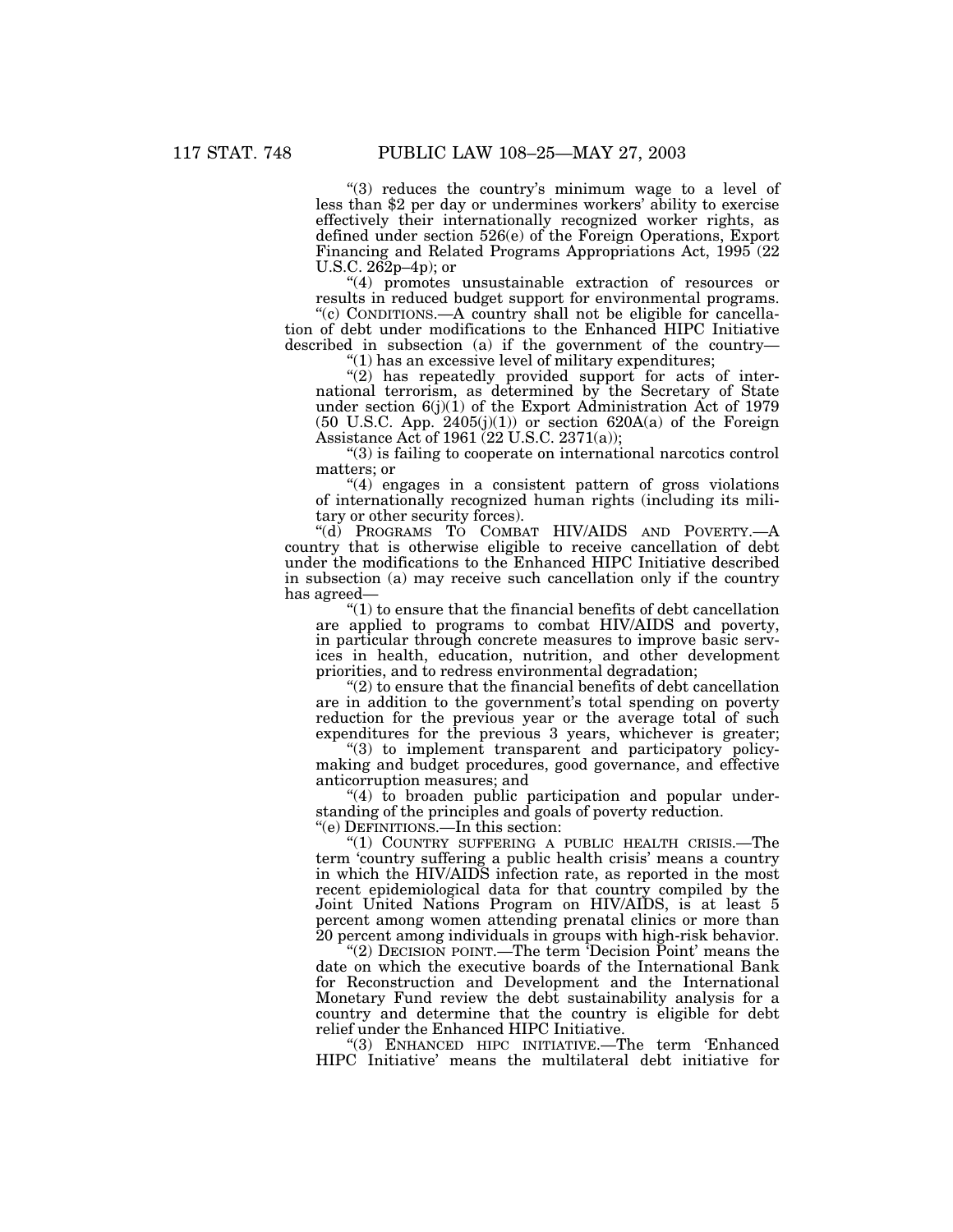"(3) reduces the country's minimum wage to a level of less than $2 per day or undermines workers' ability to exercise effectively their internationally recognized worker rights, as defined under section 526(e) of the Foreign Operations, Export Financing and Related Programs Appropriations Act, 1995 (22 U.S.C. 262p–4p); or

"(4) promotes unsustainable extraction of resources or results in reduced budget support for environmental programs.

"(c) CONDITIONS.—A country shall not be eligible for cancellation of debt under modifications to the Enhanced HIPC Initiative described in subsection (a) if the government of the country—

"(1) has an excessive level of military expenditures;

"(2) has repeatedly provided support for acts of international terrorism, as determined by the Secretary of State under section 6(j)(1) of the Export Administration Act of 1979 (50 U.S.C. App. 2405(j)(1)) or section 620A(a) of the Foreign Assistance Act of 1961 (22 U.S.C. 2371(a));

"(3) is failing to cooperate on international narcotics control matters; or

"(4) engages in a consistent pattern of gross violations of internationally recognized human rights (including its military or other security forces).

"(d) PROGRAMS TO COMBAT HIV/AIDS AND POVERTY.—A country that is otherwise eligible to receive cancellation of debt under the modifications to the Enhanced HIPC Initiative described in subsection (a) may receive such cancellation only if the country has agreed—

"(1) to ensure that the financial benefits of debt cancellation are applied to programs to combat HIV/AIDS and poverty, in particular through concrete measures to improve basic services in health, education, nutrition, and other development priorities, and to redress environmental degradation;

"(2) to ensure that the financial benefits of debt cancellation are in addition to the government's total spending on poverty reduction for the previous year or the average total of such expenditures for the previous 3 years, whichever is greater;

"(3) to implement transparent and participatory policymaking and budget procedures, good governance, and effective anticorruption measures; and

"(4) to broaden public participation and popular understanding of the principles and goals of poverty reduction.

"(e) DEFINITIONS.—In this section:

"(1) COUNTRY SUFFERING A PUBLIC HEALTH CRISIS.—The term 'country suffering a public health crisis' means a country in which the HIV/AIDS infection rate, as reported in the most recent epidemiological data for that country compiled by the Joint United Nations Program on HIV/AIDS, is at least 5 percent among women attending prenatal clinics or more than 20 percent among individuals in groups with high-risk behavior.

"(2) DECISION POINT.—The term 'Decision Point' means the date on which the executive boards of the International Bank for Reconstruction and Development and the International Monetary Fund review the debt sustainability analysis for a country and determine that the country is eligible for debt relief under the Enhanced HIPC Initiative.

"(3) ENHANCED HIPC INITIATIVE.—The term 'Enhanced HIPC Initiative' means the multilateral debt initiative for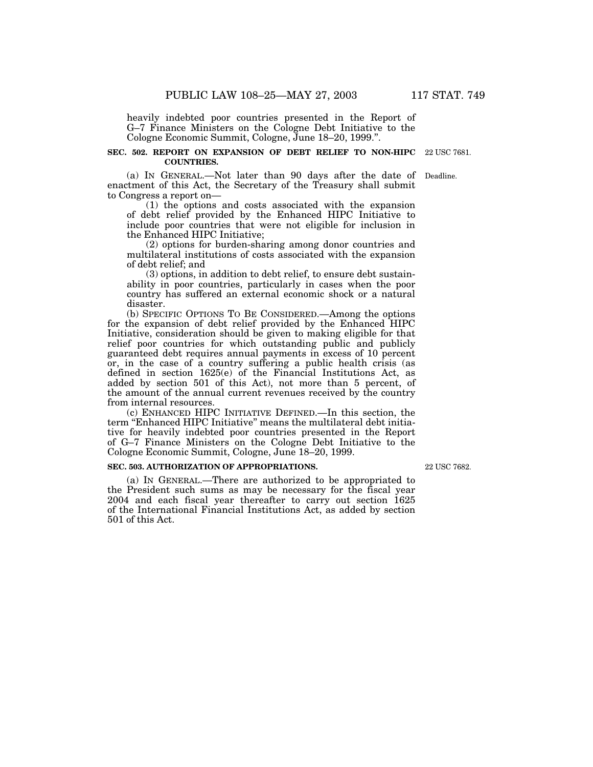heavily indebted poor countries presented in the Report of G–7 Finance Ministers on the Cologne Debt Initiative to the Cologne Economic Summit, Cologne, June 18–20, 1999.''.

**SEC. 502. REPORT ON EXPANSION OF DEBT RELIEF TO NON-HIPC COUNTRIES.**

22 USC 7681.

Deadline.

(a) IN GENERAL.—Not later than 90 days after the date of enactment of this Act, the Secretary of the Treasury shall submit to Congress a report on—

(1) the options and costs associated with the expansion of debt relief provided by the Enhanced HIPC Initiative to include poor countries that were not eligible for inclusion in the Enhanced HIPC Initiative;

(2) options for burden-sharing among donor countries and multilateral institutions of costs associated with the expansion of debt relief; and

(3) options, in addition to debt relief, to ensure debt sustainability in poor countries, particularly in cases when the poor country has suffered an external economic shock or a natural disaster.

(b) SPECIFIC OPTIONS TO BE CONSIDERED.—Among the options for the expansion of debt relief provided by the Enhanced HIPC Initiative, consideration should be given to making eligible for that relief poor countries for which outstanding public and publicly guaranteed debt requires annual payments in excess of 10 percent or, in the case of a country suffering a public health crisis (as defined in section 1625(e) of the Financial Institutions Act, as added by section 501 of this Act), not more than 5 percent, of the amount of the annual current revenues received by the country from internal resources.

(c) ENHANCED HIPC INITIATIVE DEFINED.—In this section, the term "Enhanced HIPC Initiative" means the multilateral debt initiative for heavily indebted poor countries presented in the Report of G–7 Finance Ministers on the Cologne Debt Initiative to the Cologne Economic Summit, Cologne, June 18–20, 1999.

**SEC. 503. AUTHORIZATION OF APPROPRIATIONS.**

22 USC 7682.

(a) IN GENERAL.—There are authorized to be appropriated to the President such sums as may be necessary for the fiscal year 2004 and each fiscal year thereafter to carry out section 1625 of the International Financial Institutions Act, as added by section 501 of this Act.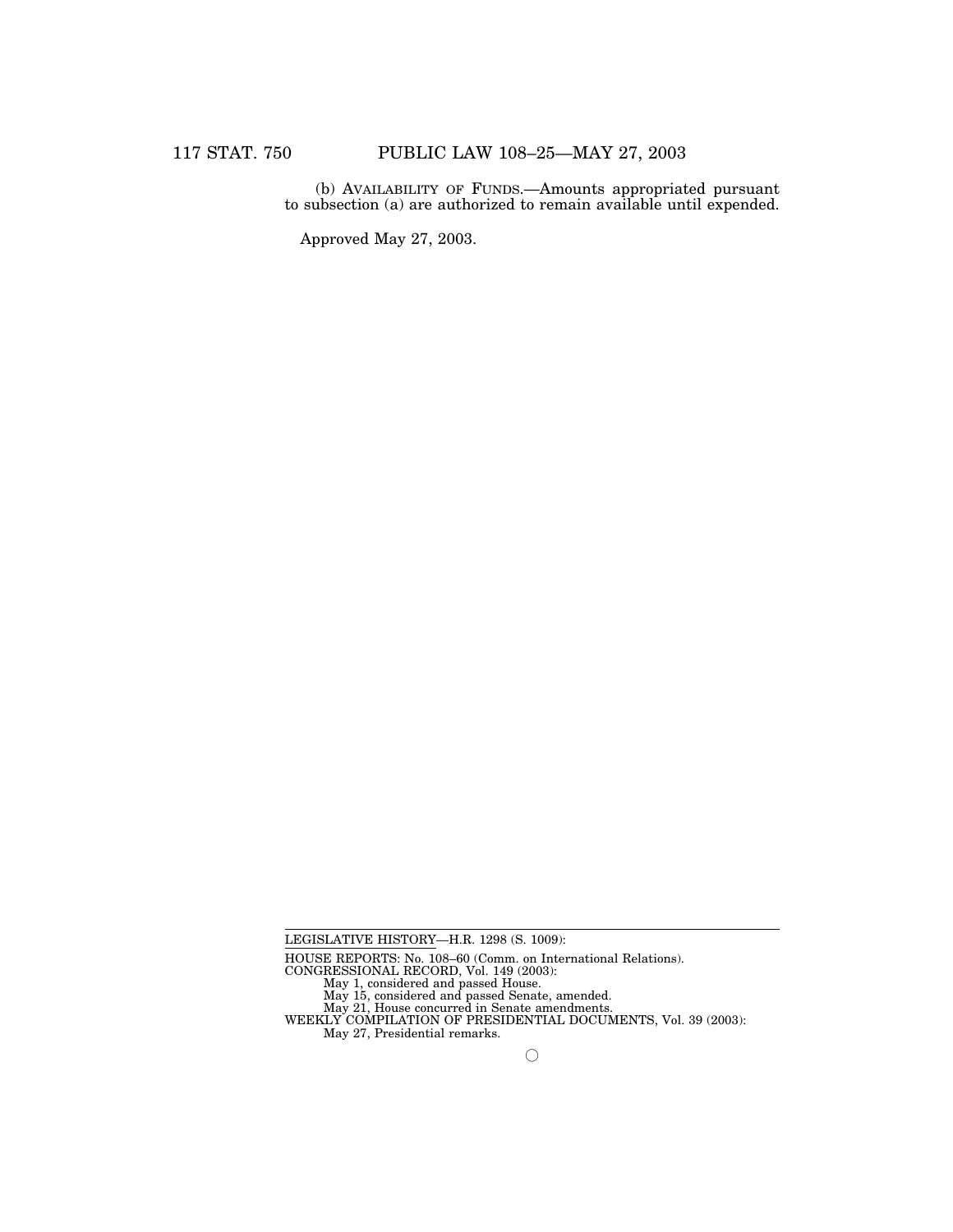(b) AVAILABILITY OF FUNDS.—Amounts appropriated pursuant to subsection (a) are authorized to remain available until expended.

Approved May 27, 2003.

---

LEGISLATIVE HISTORY—H.R. 1298 (S. 1009):

HOUSE REPORTS: No. 108–60 (Comm. on International Relations).
CONGRESSIONAL RECORD, Vol. 149 (2003):
May 1, considered and passed House.
May 15, considered and passed Senate, amended.
May 21, House concurred in Senate amendments.
WEEKLY COMPILATION OF PRESIDENTIAL DOCUMENTS, Vol. 39 (2003):
May 27, Presidential remarks.